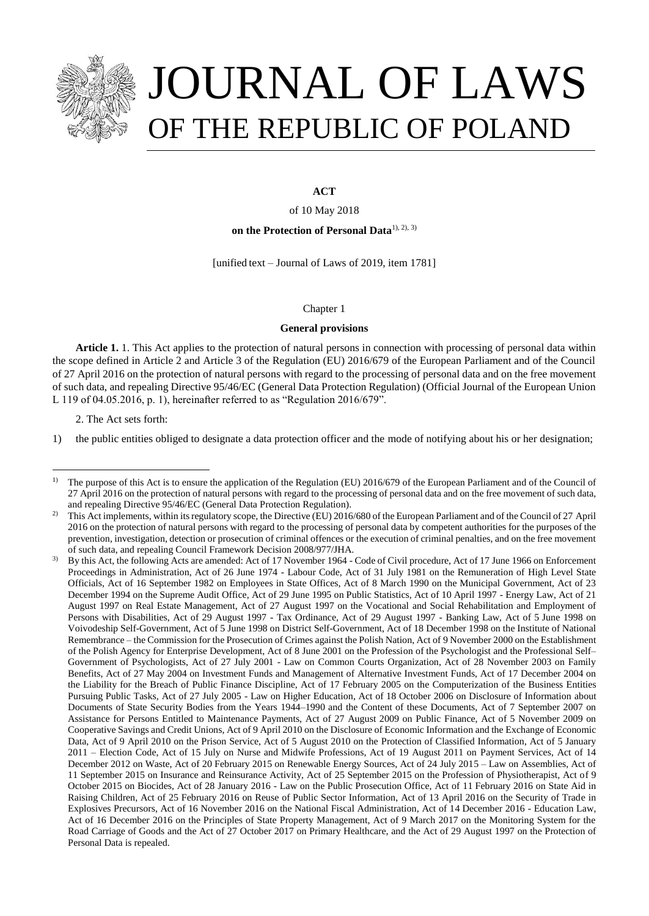# JOURNAL OF LAWS OF THE REPUBLIC OF POLAND

**ACT**

of 10 May 2018

**on the Protection of Personal Data**[1), 2), 3)]

[unified text – Journal of Laws of 2019, item 1781]

Chapter 1

**General provisions**

**Article 1.** 1. This Act applies to the protection of natural persons in connection with processing of personal data within the scope defined in Article 2 and Article 3 of the Regulation (EU) 2016/679 of the European Parliament and of the Council of 27 April 2016 on the protection of natural persons with regard to the processing of personal data and on the free movement of such data, and repealing Directive 95/46/EC (General Data Protection Regulation) (Official Journal of the European Union L 119 of 04.05.2016, p. 1), hereinafter referred to as "Regulation 2016/679".

2. The Act sets forth:

1) the public entities obliged to designate a data protection officer and the mode of notifying about his or her designation;

---

1) The purpose of this Act is to ensure the application of the Regulation (EU) 2016/679 of the European Parliament and of the Council of 27 April 2016 on the protection of natural persons with regard to the processing of personal data and on the free movement of such data, and repealing Directive 95/46/EC (General Data Protection Regulation).

2) This Act implements, within its regulatory scope, the Directive (EU) 2016/680 of the European Parliament and of the Council of 27 April 2016 on the protection of natural persons with regard to the processing of personal data by competent authorities for the purposes of the prevention, investigation, detection or prosecution of criminal offences or the execution of criminal penalties, and on the free movement of such data, and repealing Council Framework Decision 2008/977/JHA.

3) By this Act, the following Acts are amended: Act of 17 November 1964 - Code of Civil procedure, Act of 17 June 1966 on Enforcement Proceedings in Administration, Act of 26 June 1974 - Labour Code, Act of 31 July 1981 on the Remuneration of High Level State Officials, Act of 16 September 1982 on Employees in State Offices, Act of 8 March 1990 on the Municipal Government, Act of 23 December 1994 on the Supreme Audit Office, Act of 29 June 1995 on Public Statistics, Act of 10 April 1997 - Energy Law, Act of 21 August 1997 on Real Estate Management, Act of 27 August 1997 on the Vocational and Social Rehabilitation and Employment of Persons with Disabilities, Act of 29 August 1997 - Tax Ordinance, Act of 29 August 1997 - Banking Law, Act of 5 June 1998 on Voivodeship Self-Government, Act of 5 June 1998 on District Self-Government, Act of 18 December 1998 on the Institute of National Remembrance – the Commission for the Prosecution of Crimes against the Polish Nation, Act of 9 November 2000 on the Establishment of the Polish Agency for Enterprise Development, Act of 8 June 2001 on the Profession of the Psychologist and the Professional Self–Government of Psychologists, Act of 27 July 2001 - Law on Common Courts Organization, Act of 28 November 2003 on Family Benefits, Act of 27 May 2004 on Investment Funds and Management of Alternative Investment Funds, Act of 17 December 2004 on the Liability for the Breach of Public Finance Discipline, Act of 17 February 2005 on the Computerization of the Business Entities Pursuing Public Tasks, Act of 27 July 2005 - Law on Higher Education, Act of 18 October 2006 on Disclosure of Information about Documents of State Security Bodies from the Years 1944–1990 and the Content of these Documents, Act of 7 September 2007 on Assistance for Persons Entitled to Maintenance Payments, Act of 27 August 2009 on Public Finance, Act of 5 November 2009 on Cooperative Savings and Credit Unions, Act of 9 April 2010 on the Disclosure of Economic Information and the Exchange of Economic Data, Act of 9 April 2010 on the Prison Service, Act of 5 August 2010 on the Protection of Classified Information, Act of 5 January 2011 – Election Code, Act of 15 July on Nurse and Midwife Professions, Act of 19 August 2011 on Payment Services, Act of 14 December 2012 on Waste, Act of 20 February 2015 on Renewable Energy Sources, Act of 24 July 2015 – Law on Assemblies, Act of 11 September 2015 on Insurance and Reinsurance Activity, Act of 25 September 2015 on the Profession of Physiotherapist, Act of 9 October 2015 on Biocides, Act of 28 January 2016 - Law on the Public Prosecution Office, Act of 11 February 2016 on State Aid in Raising Children, Act of 25 February 2016 on Reuse of Public Sector Information, Act of 13 April 2016 on the Security of Trade in Explosives Precursors, Act of 16 November 2016 on the National Fiscal Administration, Act of 14 December 2016 - Education Law, Act of 16 December 2016 on the Principles of State Property Management, Act of 9 March 2017 on the Monitoring System for the Road Carriage of Goods and the Act of 27 October 2017 on Primary Healthcare, and the Act of 29 August 1997 on the Protection of Personal Data is repealed.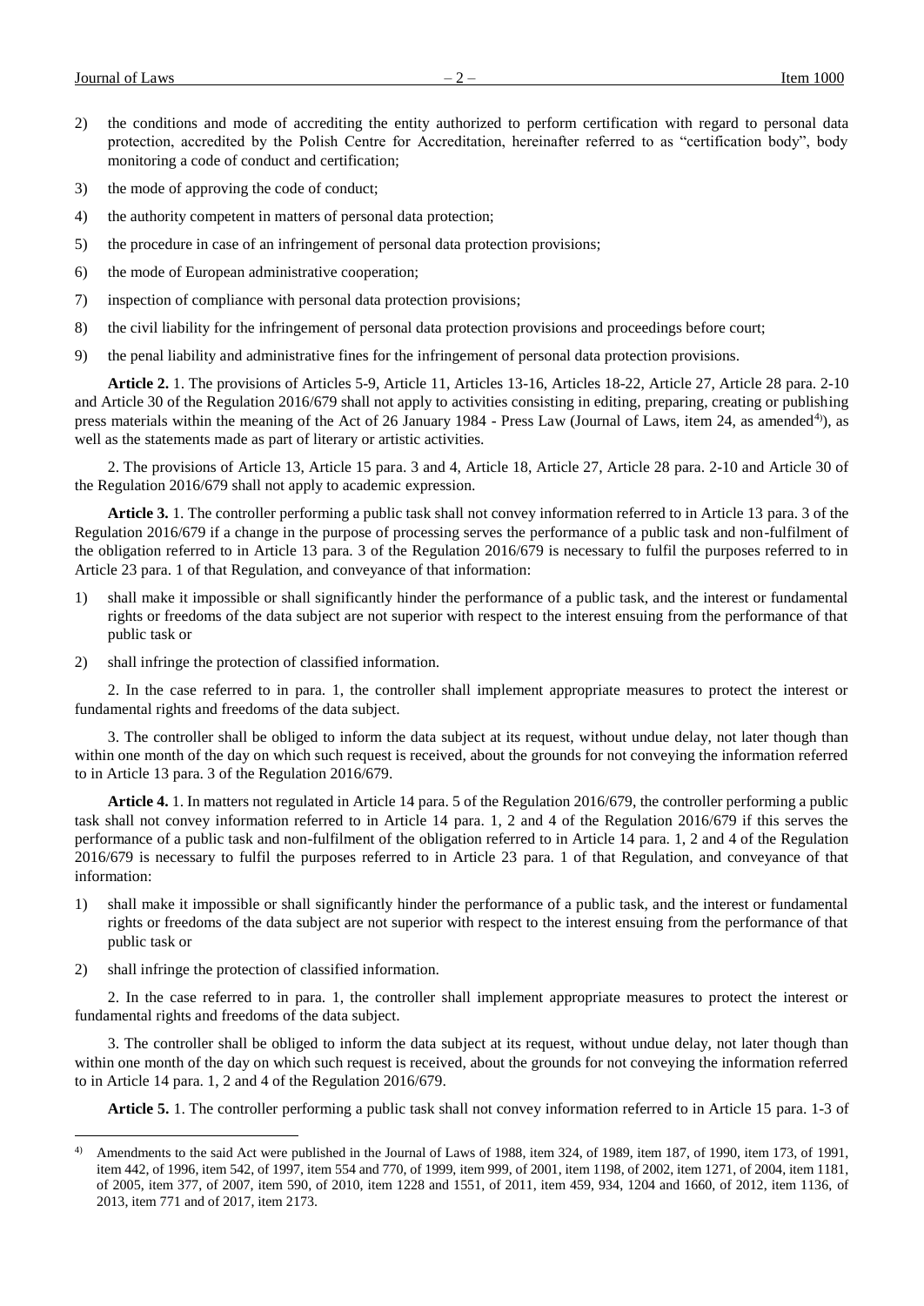2) the conditions and mode of accrediting the entity authorized to perform certification with regard to personal data protection, accredited by the Polish Centre for Accreditation, hereinafter referred to as "certification body", body monitoring a code of conduct and certification;

3) the mode of approving the code of conduct;

4) the authority competent in matters of personal data protection;

5) the procedure in case of an infringement of personal data protection provisions;

6) the mode of European administrative cooperation;

7) inspection of compliance with personal data protection provisions;

8) the civil liability for the infringement of personal data protection provisions and proceedings before court;

9) the penal liability and administrative fines for the infringement of personal data protection provisions.

**Article 2.** 1. The provisions of Articles 5-9, Article 11, Articles 13-16, Articles 18-22, Article 27, Article 28 para. 2-10 and Article 30 of the Regulation 2016/679 shall not apply to activities consisting in editing, preparing, creating or publishing press materials within the meaning of the Act of 26 January 1984 - Press Law (Journal of Laws, item 24, as amended[4]), as well as the statements made as part of literary or artistic activities.

2. The provisions of Article 13, Article 15 para. 3 and 4, Article 18, Article 27, Article 28 para. 2-10 and Article 30 of the Regulation 2016/679 shall not apply to academic expression.

**Article 3.** 1. The controller performing a public task shall not convey information referred to in Article 13 para. 3 of the Regulation 2016/679 if a change in the purpose of processing serves the performance of a public task and non-fulfilment of the obligation referred to in Article 13 para. 3 of the Regulation 2016/679 is necessary to fulfil the purposes referred to in Article 23 para. 1 of that Regulation, and conveyance of that information:

1) shall make it impossible or shall significantly hinder the performance of a public task, and the interest or fundamental rights or freedoms of the data subject are not superior with respect to the interest ensuing from the performance of that public task or

2) shall infringe the protection of classified information.

2. In the case referred to in para. 1, the controller shall implement appropriate measures to protect the interest or fundamental rights and freedoms of the data subject.

3. The controller shall be obliged to inform the data subject at its request, without undue delay, not later though than within one month of the day on which such request is received, about the grounds for not conveying the information referred to in Article 13 para. 3 of the Regulation 2016/679.

**Article 4.** 1. In matters not regulated in Article 14 para. 5 of the Regulation 2016/679, the controller performing a public task shall not convey information referred to in Article 14 para. 1, 2 and 4 of the Regulation 2016/679 if this serves the performance of a public task and non-fulfilment of the obligation referred to in Article 14 para. 1, 2 and 4 of the Regulation 2016/679 is necessary to fulfil the purposes referred to in Article 23 para. 1 of that Regulation, and conveyance of that information:

1) shall make it impossible or shall significantly hinder the performance of a public task, and the interest or fundamental rights or freedoms of the data subject are not superior with respect to the interest ensuing from the performance of that public task or

2) shall infringe the protection of classified information.

2. In the case referred to in para. 1, the controller shall implement appropriate measures to protect the interest or fundamental rights and freedoms of the data subject.

3. The controller shall be obliged to inform the data subject at its request, without undue delay, not later though than within one month of the day on which such request is received, about the grounds for not conveying the information referred to in Article 14 para. 1, 2 and 4 of the Regulation 2016/679.

**Article 5.** 1. The controller performing a public task shall not convey information referred to in Article 15 para. 1-3 of

---

[4] Amendments to the said Act were published in the Journal of Laws of 1988, item 324, of 1989, item 187, of 1990, item 173, of 1991, item 442, of 1996, item 542, of 1997, item 554 and 770, of 1999, item 999, of 2001, item 1198, of 2002, item 1271, of 2004, item 1181, of 2005, item 377, of 2007, item 590, of 2010, item 1228 and 1551, of 2011, item 459, 934, 1204 and 1660, of 2012, item 1136, of 2013, item 771 and of 2017, item 2173.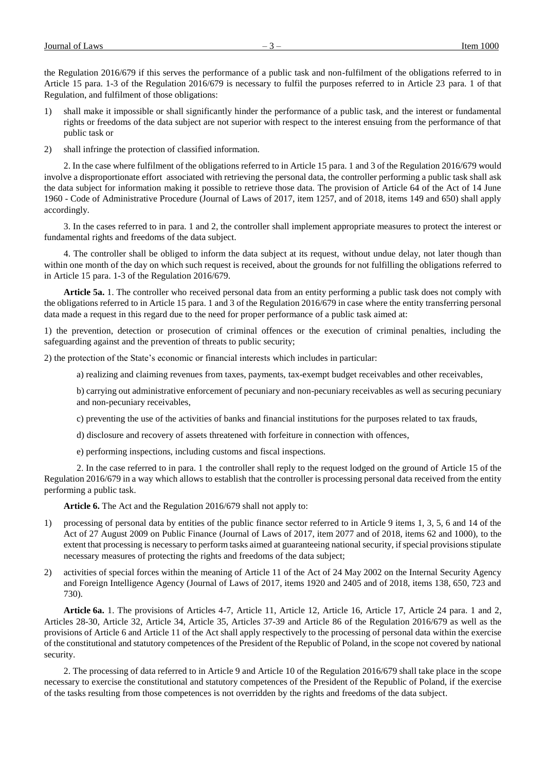the Regulation 2016/679 if this serves the performance of a public task and non-fulfilment of the obligations referred to in Article 15 para. 1-3 of the Regulation 2016/679 is necessary to fulfil the purposes referred to in Article 23 para. 1 of that Regulation, and fulfilment of those obligations:

1) shall make it impossible or shall significantly hinder the performance of a public task, and the interest or fundamental rights or freedoms of the data subject are not superior with respect to the interest ensuing from the performance of that public task or

2) shall infringe the protection of classified information.

2. In the case where fulfilment of the obligations referred to in Article 15 para. 1 and 3 of the Regulation 2016/679 would involve a disproportionate effort associated with retrieving the personal data, the controller performing a public task shall ask the data subject for information making it possible to retrieve those data. The provision of Article 64 of the Act of 14 June 1960 - Code of Administrative Procedure (Journal of Laws of 2017, item 1257, and of 2018, items 149 and 650) shall apply accordingly.

3. In the cases referred to in para. 1 and 2, the controller shall implement appropriate measures to protect the interest or fundamental rights and freedoms of the data subject.

4. The controller shall be obliged to inform the data subject at its request, without undue delay, not later though than within one month of the day on which such request is received, about the grounds for not fulfilling the obligations referred to in Article 15 para. 1-3 of the Regulation 2016/679.

**Article 5a.** 1. The controller who received personal data from an entity performing a public task does not comply with the obligations referred to in Article 15 para. 1 and 3 of the Regulation 2016/679 in case where the entity transferring personal data made a request in this regard due to the need for proper performance of a public task aimed at:

1) the prevention, detection or prosecution of criminal offences or the execution of criminal penalties, including the safeguarding against and the prevention of threats to public security;

2) the protection of the State's economic or financial interests which includes in particular:

a) realizing and claiming revenues from taxes, payments, tax-exempt budget receivables and other receivables,

b) carrying out administrative enforcement of pecuniary and non-pecuniary receivables as well as securing pecuniary and non-pecuniary receivables,

c) preventing the use of the activities of banks and financial institutions for the purposes related to tax frauds,

d) disclosure and recovery of assets threatened with forfeiture in connection with offences,

e) performing inspections, including customs and fiscal inspections.

2. In the case referred to in para. 1 the controller shall reply to the request lodged on the ground of Article 15 of the Regulation 2016/679 in a way which allows to establish that the controller is processing personal data received from the entity performing a public task.

**Article 6.** The Act and the Regulation 2016/679 shall not apply to:

1) processing of personal data by entities of the public finance sector referred to in Article 9 items 1, 3, 5, 6 and 14 of the Act of 27 August 2009 on Public Finance (Journal of Laws of 2017, item 2077 and of 2018, items 62 and 1000), to the extent that processing is necessary to perform tasks aimed at guaranteeing national security, if special provisions stipulate necessary measures of protecting the rights and freedoms of the data subject;

2) activities of special forces within the meaning of Article 11 of the Act of 24 May 2002 on the Internal Security Agency and Foreign Intelligence Agency (Journal of Laws of 2017, items 1920 and 2405 and of 2018, items 138, 650, 723 and 730).

**Article 6a.** 1. The provisions of Articles 4-7, Article 11, Article 12, Article 16, Article 17, Article 24 para. 1 and 2, Articles 28-30, Article 32, Article 34, Article 35, Articles 37-39 and Article 86 of the Regulation 2016/679 as well as the provisions of Article 6 and Article 11 of the Act shall apply respectively to the processing of personal data within the exercise of the constitutional and statutory competences of the President of the Republic of Poland, in the scope not covered by national security.

2. The processing of data referred to in Article 9 and Article 10 of the Regulation 2016/679 shall take place in the scope necessary to exercise the constitutional and statutory competences of the President of the Republic of Poland, if the exercise of the tasks resulting from those competences is not overridden by the rights and freedoms of the data subject.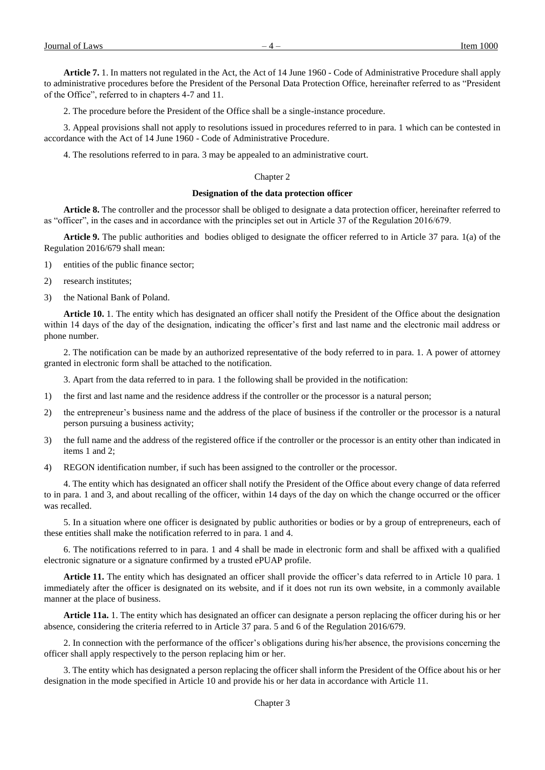**Article 7.** 1. In matters not regulated in the Act, the Act of 14 June 1960 - Code of Administrative Procedure shall apply to administrative procedures before the President of the Personal Data Protection Office, hereinafter referred to as "President of the Office", referred to in chapters 4-7 and 11.

2. The procedure before the President of the Office shall be a single-instance procedure.

3. Appeal provisions shall not apply to resolutions issued in procedures referred to in para. 1 which can be contested in accordance with the Act of 14 June 1960 - Code of Administrative Procedure.

4. The resolutions referred to in para. 3 may be appealed to an administrative court.

## Chapter 2

### Designation of the data protection officer

**Article 8.** The controller and the processor shall be obliged to designate a data protection officer, hereinafter referred to as "officer", in the cases and in accordance with the principles set out in Article 37 of the Regulation 2016/679.

**Article 9.** The public authorities and bodies obliged to designate the officer referred to in Article 37 para. 1(a) of the Regulation 2016/679 shall mean:

1) entities of the public finance sector;
2) research institutes;
3) the National Bank of Poland.

**Article 10.** 1. The entity which has designated an officer shall notify the President of the Office about the designation within 14 days of the day of the designation, indicating the officer's first and last name and the electronic mail address or phone number.

2. The notification can be made by an authorized representative of the body referred to in para. 1. A power of attorney granted in electronic form shall be attached to the notification.

3. Apart from the data referred to in para. 1 the following shall be provided in the notification:

1) the first and last name and the residence address if the controller or the processor is a natural person;
2) the entrepreneur's business name and the address of the place of business if the controller or the processor is a natural person pursuing a business activity;
3) the full name and the address of the registered office if the controller or the processor is an entity other than indicated in items 1 and 2;
4) REGON identification number, if such has been assigned to the controller or the processor.

4. The entity which has designated an officer shall notify the President of the Office about every change of data referred to in para. 1 and 3, and about recalling of the officer, within 14 days of the day on which the change occurred or the officer was recalled.

5. In a situation where one officer is designated by public authorities or bodies or by a group of entrepreneurs, each of these entities shall make the notification referred to in para. 1 and 4.

6. The notifications referred to in para. 1 and 4 shall be made in electronic form and shall be affixed with a qualified electronic signature or a signature confirmed by a trusted ePUAP profile.

**Article 11.** The entity which has designated an officer shall provide the officer's data referred to in Article 10 para. 1 immediately after the officer is designated on its website, and if it does not run its own website, in a commonly available manner at the place of business.

**Article 11a.** 1. The entity which has designated an officer can designate a person replacing the officer during his or her absence, considering the criteria referred to in Article 37 para. 5 and 6 of the Regulation 2016/679.

2. In connection with the performance of the officer's obligations during his/her absence, the provisions concerning the officer shall apply respectively to the person replacing him or her.

3. The entity which has designated a person replacing the officer shall inform the President of the Office about his or her designation in the mode specified in Article 10 and provide his or her data in accordance with Article 11.

## Chapter 3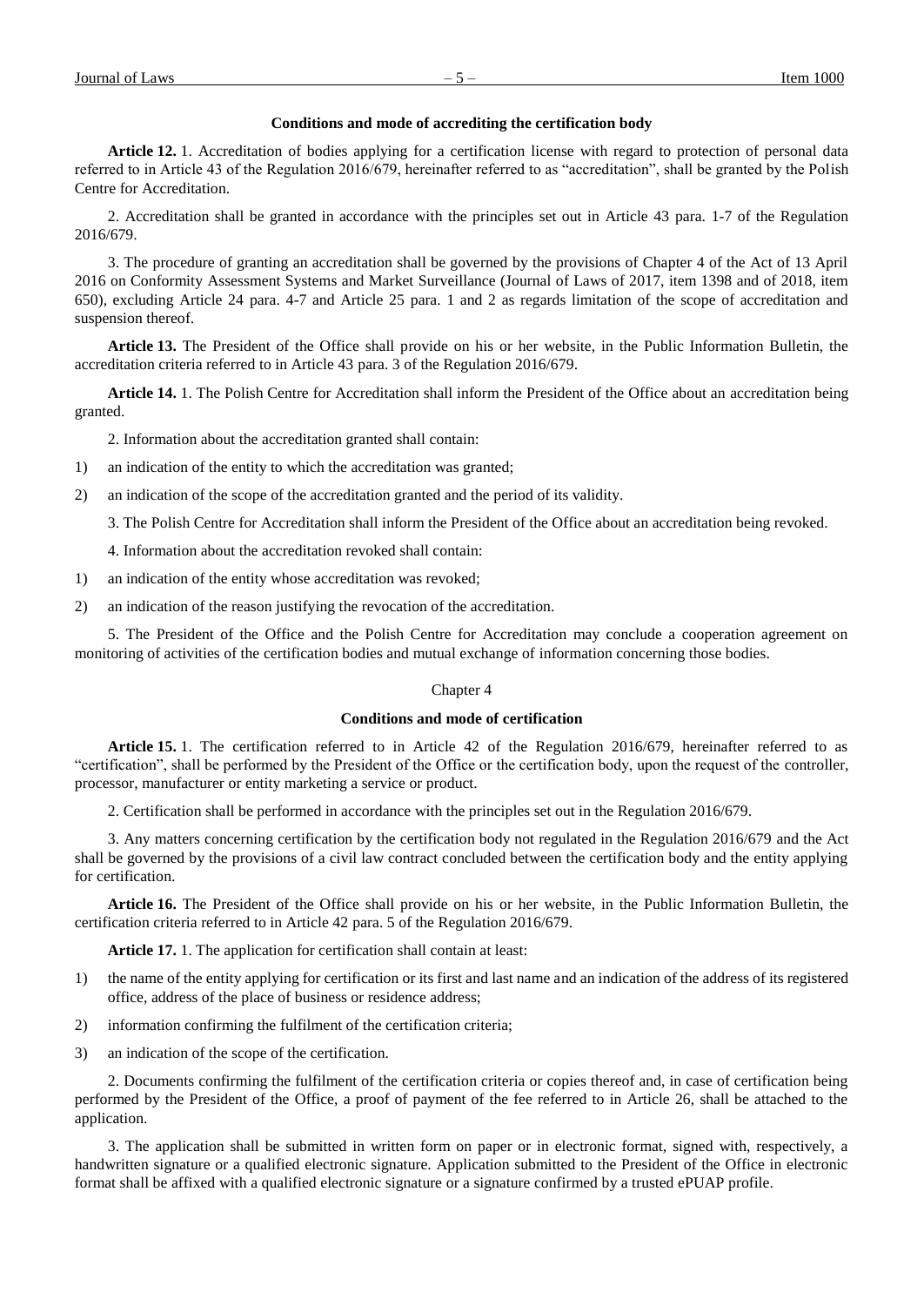### Conditions and mode of accrediting the certification body

**Article 12.** 1. Accreditation of bodies applying for a certification license with regard to protection of personal data referred to in Article 43 of the Regulation 2016/679, hereinafter referred to as "accreditation", shall be granted by the Polish Centre for Accreditation.

2. Accreditation shall be granted in accordance with the principles set out in Article 43 para. 1-7 of the Regulation 2016/679.

3. The procedure of granting an accreditation shall be governed by the provisions of Chapter 4 of the Act of 13 April 2016 on Conformity Assessment Systems and Market Surveillance (Journal of Laws of 2017, item 1398 and of 2018, item 650), excluding Article 24 para. 4-7 and Article 25 para. 1 and 2 as regards limitation of the scope of accreditation and suspension thereof.

**Article 13.** The President of the Office shall provide on his or her website, in the Public Information Bulletin, the accreditation criteria referred to in Article 43 para. 3 of the Regulation 2016/679.

**Article 14.** 1. The Polish Centre for Accreditation shall inform the President of the Office about an accreditation being granted.

2. Information about the accreditation granted shall contain:

1) an indication of the entity to which the accreditation was granted;
2) an indication of the scope of the accreditation granted and the period of its validity.

3. The Polish Centre for Accreditation shall inform the President of the Office about an accreditation being revoked.

4. Information about the accreditation revoked shall contain:

1) an indication of the entity whose accreditation was revoked;
2) an indication of the reason justifying the revocation of the accreditation.

5. The President of the Office and the Polish Centre for Accreditation may conclude a cooperation agreement on monitoring of activities of the certification bodies and mutual exchange of information concerning those bodies.

## Chapter 4

### Conditions and mode of certification

**Article 15.** 1. The certification referred to in Article 42 of the Regulation 2016/679, hereinafter referred to as "certification", shall be performed by the President of the Office or the certification body, upon the request of the controller, processor, manufacturer or entity marketing a service or product.

2. Certification shall be performed in accordance with the principles set out in the Regulation 2016/679.

3. Any matters concerning certification by the certification body not regulated in the Regulation 2016/679 and the Act shall be governed by the provisions of a civil law contract concluded between the certification body and the entity applying for certification.

**Article 16.** The President of the Office shall provide on his or her website, in the Public Information Bulletin, the certification criteria referred to in Article 42 para. 5 of the Regulation 2016/679.

**Article 17.** 1. The application for certification shall contain at least:

1) the name of the entity applying for certification or its first and last name and an indication of the address of its registered office, address of the place of business or residence address;
2) information confirming the fulfilment of the certification criteria;
3) an indication of the scope of the certification.

2. Documents confirming the fulfilment of the certification criteria or copies thereof and, in case of certification being performed by the President of the Office, a proof of payment of the fee referred to in Article 26, shall be attached to the application.

3. The application shall be submitted in written form on paper or in electronic format, signed with, respectively, a handwritten signature or a qualified electronic signature. Application submitted to the President of the Office in electronic format shall be affixed with a qualified electronic signature or a signature confirmed by a trusted ePUAP profile.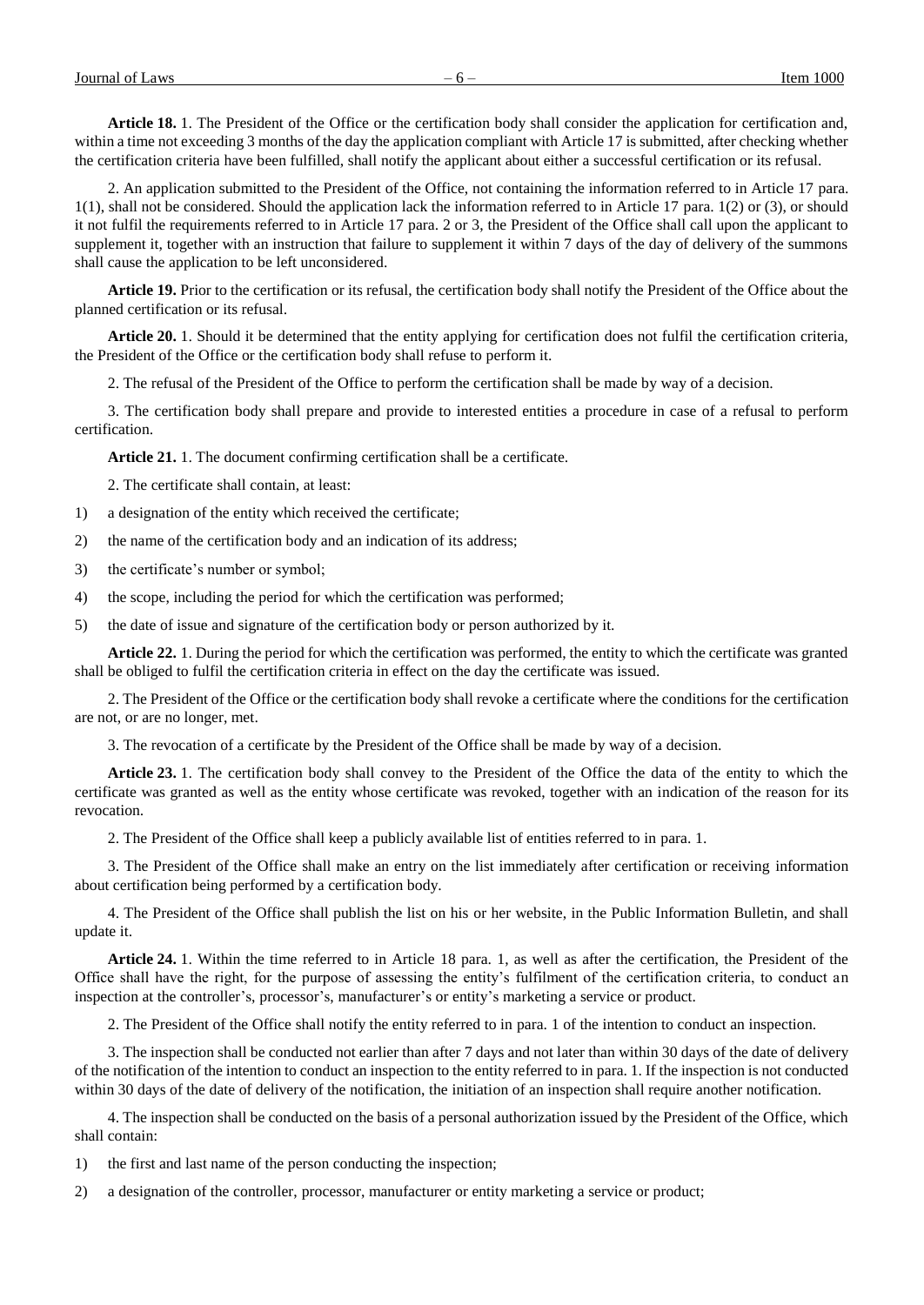**Article 18.** 1. The President of the Office or the certification body shall consider the application for certification and, within a time not exceeding 3 months of the day the application compliant with Article 17 is submitted, after checking whether the certification criteria have been fulfilled, shall notify the applicant about either a successful certification or its refusal.

2. An application submitted to the President of the Office, not containing the information referred to in Article 17 para. 1(1), shall not be considered. Should the application lack the information referred to in Article 17 para. 1(2) or (3), or should it not fulfil the requirements referred to in Article 17 para. 2 or 3, the President of the Office shall call upon the applicant to supplement it, together with an instruction that failure to supplement it within 7 days of the day of delivery of the summons shall cause the application to be left unconsidered.

**Article 19.** Prior to the certification or its refusal, the certification body shall notify the President of the Office about the planned certification or its refusal.

**Article 20.** 1. Should it be determined that the entity applying for certification does not fulfil the certification criteria, the President of the Office or the certification body shall refuse to perform it.

2. The refusal of the President of the Office to perform the certification shall be made by way of a decision.

3. The certification body shall prepare and provide to interested entities a procedure in case of a refusal to perform certification.

**Article 21.** 1. The document confirming certification shall be a certificate.

2. The certificate shall contain, at least:

1) a designation of the entity which received the certificate;
2) the name of the certification body and an indication of its address;
3) the certificate's number or symbol;
4) the scope, including the period for which the certification was performed;
5) the date of issue and signature of the certification body or person authorized by it.

**Article 22.** 1. During the period for which the certification was performed, the entity to which the certificate was granted shall be obliged to fulfil the certification criteria in effect on the day the certificate was issued.

2. The President of the Office or the certification body shall revoke a certificate where the conditions for the certification are not, or are no longer, met.

3. The revocation of a certificate by the President of the Office shall be made by way of a decision.

**Article 23.** 1. The certification body shall convey to the President of the Office the data of the entity to which the certificate was granted as well as the entity whose certificate was revoked, together with an indication of the reason for its revocation.

2. The President of the Office shall keep a publicly available list of entities referred to in para. 1.

3. The President of the Office shall make an entry on the list immediately after certification or receiving information about certification being performed by a certification body.

4. The President of the Office shall publish the list on his or her website, in the Public Information Bulletin, and shall update it.

**Article 24.** 1. Within the time referred to in Article 18 para. 1, as well as after the certification, the President of the Office shall have the right, for the purpose of assessing the entity's fulfilment of the certification criteria, to conduct an inspection at the controller's, processor's, manufacturer's or entity's marketing a service or product.

2. The President of the Office shall notify the entity referred to in para. 1 of the intention to conduct an inspection.

3. The inspection shall be conducted not earlier than after 7 days and not later than within 30 days of the date of delivery of the notification of the intention to conduct an inspection to the entity referred to in para. 1. If the inspection is not conducted within 30 days of the date of delivery of the notification, the initiation of an inspection shall require another notification.

4. The inspection shall be conducted on the basis of a personal authorization issued by the President of the Office, which shall contain:

1) the first and last name of the person conducting the inspection;
2) a designation of the controller, processor, manufacturer or entity marketing a service or product;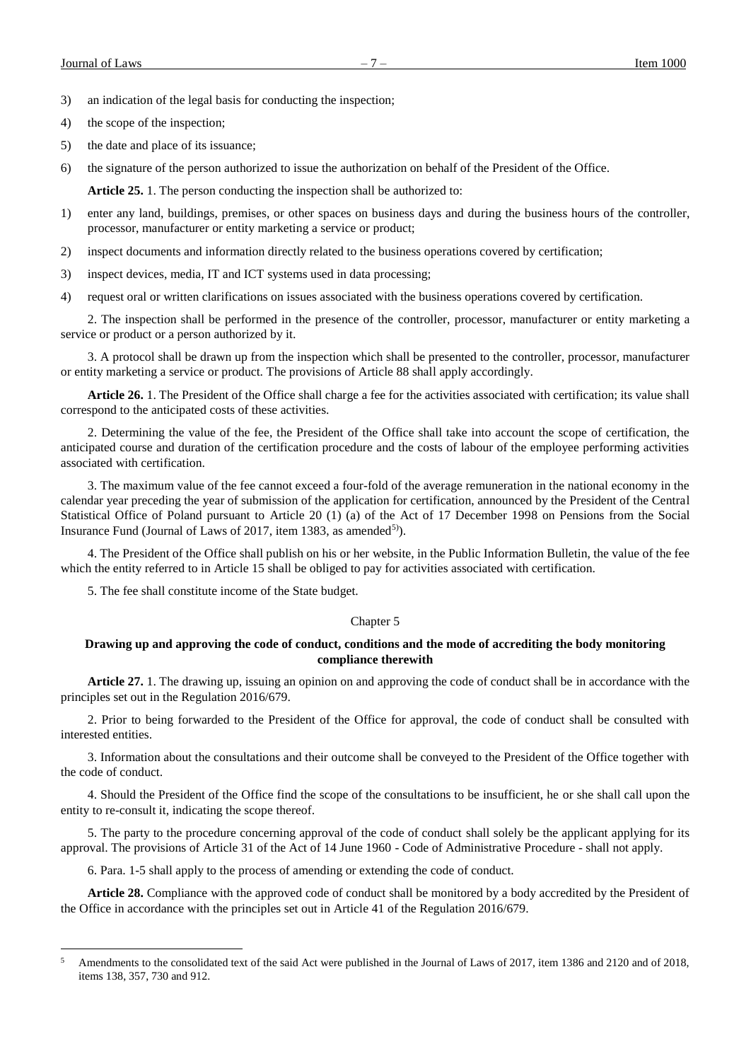3) an indication of the legal basis for conducting the inspection;

4) the scope of the inspection;

5) the date and place of its issuance;

6) the signature of the person authorized to issue the authorization on behalf of the President of the Office.

**Article 25.** 1. The person conducting the inspection shall be authorized to:

1) enter any land, buildings, premises, or other spaces on business days and during the business hours of the controller, processor, manufacturer or entity marketing a service or product;

2) inspect documents and information directly related to the business operations covered by certification;

3) inspect devices, media, IT and ICT systems used in data processing;

4) request oral or written clarifications on issues associated with the business operations covered by certification.

2. The inspection shall be performed in the presence of the controller, processor, manufacturer or entity marketing a service or product or a person authorized by it.

3. A protocol shall be drawn up from the inspection which shall be presented to the controller, processor, manufacturer or entity marketing a service or product. The provisions of Article 88 shall apply accordingly.

**Article 26.** 1. The President of the Office shall charge a fee for the activities associated with certification; its value shall correspond to the anticipated costs of these activities.

2. Determining the value of the fee, the President of the Office shall take into account the scope of certification, the anticipated course and duration of the certification procedure and the costs of labour of the employee performing activities associated with certification.

3. The maximum value of the fee cannot exceed a four-fold of the average remuneration in the national economy in the calendar year preceding the year of submission of the application for certification, announced by the President of the Central Statistical Office of Poland pursuant to Article 20 (1) (a) of the Act of 17 December 1998 on Pensions from the Social Insurance Fund (Journal of Laws of 2017, item 1383, as amended[5)]).

4. The President of the Office shall publish on his or her website, in the Public Information Bulletin, the value of the fee which the entity referred to in Article 15 shall be obliged to pay for activities associated with certification.

5. The fee shall constitute income of the State budget.

## Chapter 5

### Drawing up and approving the code of conduct, conditions and the mode of accrediting the body monitoring compliance therewith

**Article 27.** 1. The drawing up, issuing an opinion on and approving the code of conduct shall be in accordance with the principles set out in the Regulation 2016/679.

2. Prior to being forwarded to the President of the Office for approval, the code of conduct shall be consulted with interested entities.

3. Information about the consultations and their outcome shall be conveyed to the President of the Office together with the code of conduct.

4. Should the President of the Office find the scope of the consultations to be insufficient, he or she shall call upon the entity to re-consult it, indicating the scope thereof.

5. The party to the procedure concerning approval of the code of conduct shall solely be the applicant applying for its approval. The provisions of Article 31 of the Act of 14 June 1960 - Code of Administrative Procedure - shall not apply.

6. Para. 1-5 shall apply to the process of amending or extending the code of conduct.

**Article 28.** Compliance with the approved code of conduct shall be monitored by a body accredited by the President of the Office in accordance with the principles set out in Article 41 of the Regulation 2016/679.

---

[5] Amendments to the consolidated text of the said Act were published in the Journal of Laws of 2017, item 1386 and 2120 and of 2018, items 138, 357, 730 and 912.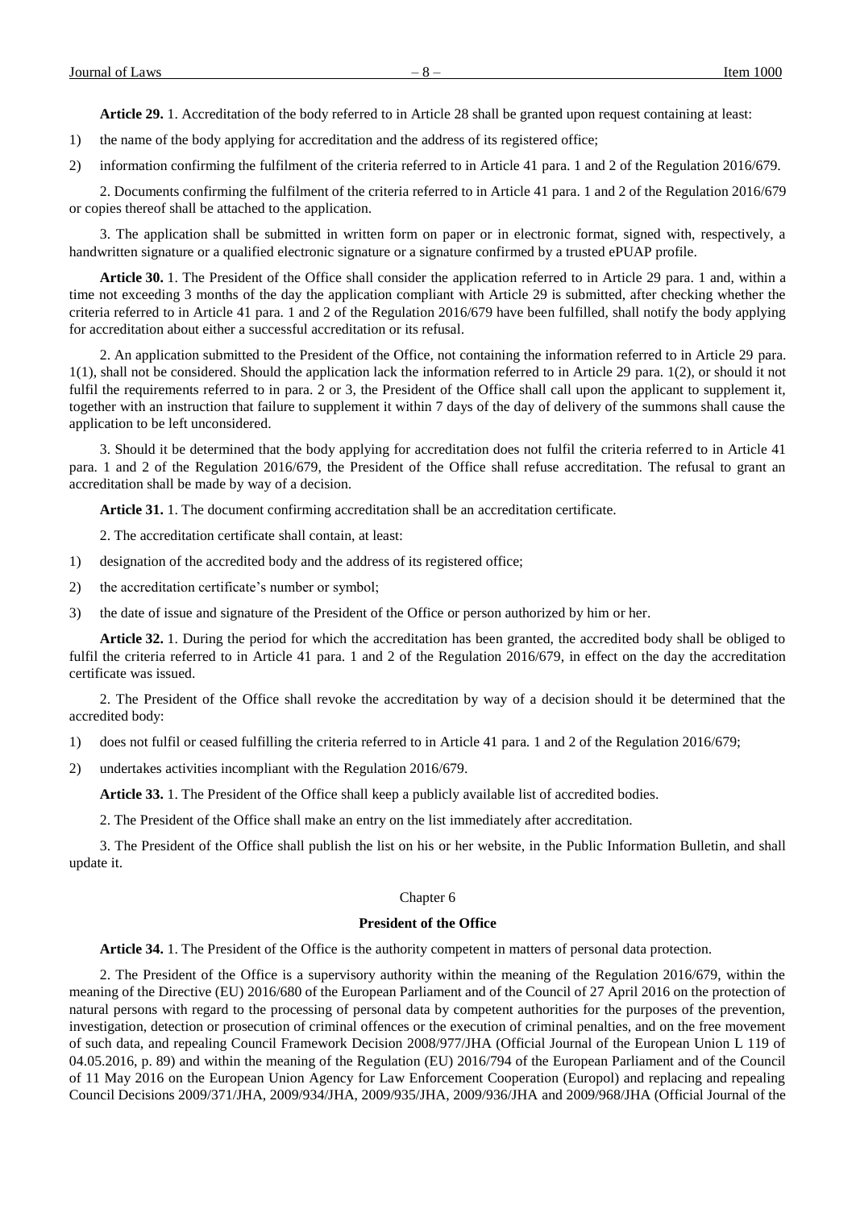**Article 29.** 1. Accreditation of the body referred to in Article 28 shall be granted upon request containing at least:

1) the name of the body applying for accreditation and the address of its registered office;

2) information confirming the fulfilment of the criteria referred to in Article 41 para. 1 and 2 of the Regulation 2016/679.

2. Documents confirming the fulfilment of the criteria referred to in Article 41 para. 1 and 2 of the Regulation 2016/679 or copies thereof shall be attached to the application.

3. The application shall be submitted in written form on paper or in electronic format, signed with, respectively, a handwritten signature or a qualified electronic signature or a signature confirmed by a trusted ePUAP profile.

**Article 30.** 1. The President of the Office shall consider the application referred to in Article 29 para. 1 and, within a time not exceeding 3 months of the day the application compliant with Article 29 is submitted, after checking whether the criteria referred to in Article 41 para. 1 and 2 of the Regulation 2016/679 have been fulfilled, shall notify the body applying for accreditation about either a successful accreditation or its refusal.

2. An application submitted to the President of the Office, not containing the information referred to in Article 29 para. 1(1), shall not be considered. Should the application lack the information referred to in Article 29 para. 1(2), or should it not fulfil the requirements referred to in para. 2 or 3, the President of the Office shall call upon the applicant to supplement it, together with an instruction that failure to supplement it within 7 days of the day of delivery of the summons shall cause the application to be left unconsidered.

3. Should it be determined that the body applying for accreditation does not fulfil the criteria referred to in Article 41 para. 1 and 2 of the Regulation 2016/679, the President of the Office shall refuse accreditation. The refusal to grant an accreditation shall be made by way of a decision.

**Article 31.** 1. The document confirming accreditation shall be an accreditation certificate.

2. The accreditation certificate shall contain, at least:

1) designation of the accredited body and the address of its registered office;

2) the accreditation certificate's number or symbol;

3) the date of issue and signature of the President of the Office or person authorized by him or her.

**Article 32.** 1. During the period for which the accreditation has been granted, the accredited body shall be obliged to fulfil the criteria referred to in Article 41 para. 1 and 2 of the Regulation 2016/679, in effect on the day the accreditation certificate was issued.

2. The President of the Office shall revoke the accreditation by way of a decision should it be determined that the accredited body:

1) does not fulfil or ceased fulfilling the criteria referred to in Article 41 para. 1 and 2 of the Regulation 2016/679;

2) undertakes activities incompliant with the Regulation 2016/679.

**Article 33.** 1. The President of the Office shall keep a publicly available list of accredited bodies.

2. The President of the Office shall make an entry on the list immediately after accreditation.

3. The President of the Office shall publish the list on his or her website, in the Public Information Bulletin, and shall update it.

## Chapter 6

## President of the Office

**Article 34.** 1. The President of the Office is the authority competent in matters of personal data protection.

2. The President of the Office is a supervisory authority within the meaning of the Regulation 2016/679, within the meaning of the Directive (EU) 2016/680 of the European Parliament and of the Council of 27 April 2016 on the protection of natural persons with regard to the processing of personal data by competent authorities for the purposes of the prevention, investigation, detection or prosecution of criminal offences or the execution of criminal penalties, and on the free movement of such data, and repealing Council Framework Decision 2008/977/JHA (Official Journal of the European Union L 119 of 04.05.2016, p. 89) and within the meaning of the Regulation (EU) 2016/794 of the European Parliament and of the Council of 11 May 2016 on the European Union Agency for Law Enforcement Cooperation (Europol) and replacing and repealing Council Decisions 2009/371/JHA, 2009/934/JHA, 2009/935/JHA, 2009/936/JHA and 2009/968/JHA (Official Journal of the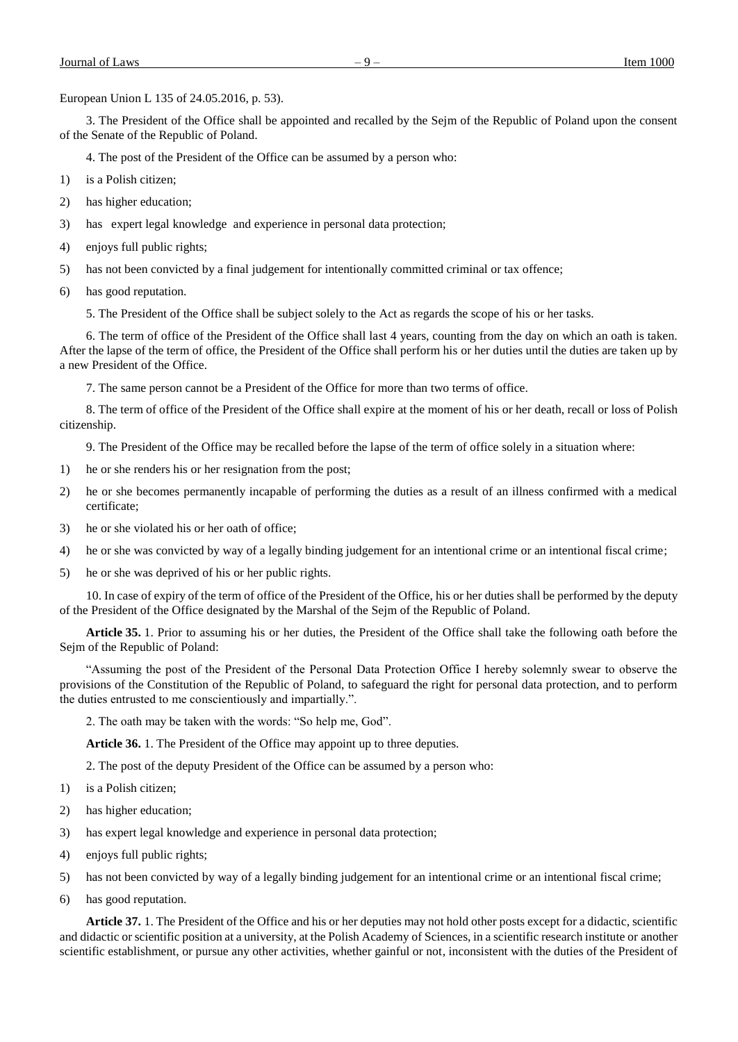European Union L 135 of 24.05.2016, p. 53).

3. The President of the Office shall be appointed and recalled by the Sejm of the Republic of Poland upon the consent of the Senate of the Republic of Poland.

4. The post of the President of the Office can be assumed by a person who:

1) is a Polish citizen;
2) has higher education;
3) has expert legal knowledge and experience in personal data protection;
4) enjoys full public rights;
5) has not been convicted by a final judgement for intentionally committed criminal or tax offence;
6) has good reputation.

5. The President of the Office shall be subject solely to the Act as regards the scope of his or her tasks.

6. The term of office of the President of the Office shall last 4 years, counting from the day on which an oath is taken. After the lapse of the term of office, the President of the Office shall perform his or her duties until the duties are taken up by a new President of the Office.

7. The same person cannot be a President of the Office for more than two terms of office.

8. The term of office of the President of the Office shall expire at the moment of his or her death, recall or loss of Polish citizenship.

9. The President of the Office may be recalled before the lapse of the term of office solely in a situation where:

1) he or she renders his or her resignation from the post;
2) he or she becomes permanently incapable of performing the duties as a result of an illness confirmed with a medical certificate;
3) he or she violated his or her oath of office;
4) he or she was convicted by way of a legally binding judgement for an intentional crime or an intentional fiscal crime;
5) he or she was deprived of his or her public rights.

10. In case of expiry of the term of office of the President of the Office, his or her duties shall be performed by the deputy of the President of the Office designated by the Marshal of the Sejm of the Republic of Poland.

**Article 35.** 1. Prior to assuming his or her duties, the President of the Office shall take the following oath before the Sejm of the Republic of Poland:

"Assuming the post of the President of the Personal Data Protection Office I hereby solemnly swear to observe the provisions of the Constitution of the Republic of Poland, to safeguard the right for personal data protection, and to perform the duties entrusted to me conscientiously and impartially.".

2. The oath may be taken with the words: "So help me, God".

**Article 36.** 1. The President of the Office may appoint up to three deputies.

2. The post of the deputy President of the Office can be assumed by a person who:

1) is a Polish citizen;
2) has higher education;
3) has expert legal knowledge and experience in personal data protection;
4) enjoys full public rights;
5) has not been convicted by way of a legally binding judgement for an intentional crime or an intentional fiscal crime;
6) has good reputation.

**Article 37.** 1. The President of the Office and his or her deputies may not hold other posts except for a didactic, scientific and didactic or scientific position at a university, at the Polish Academy of Sciences, in a scientific research institute or another scientific establishment, or pursue any other activities, whether gainful or not, inconsistent with the duties of the President of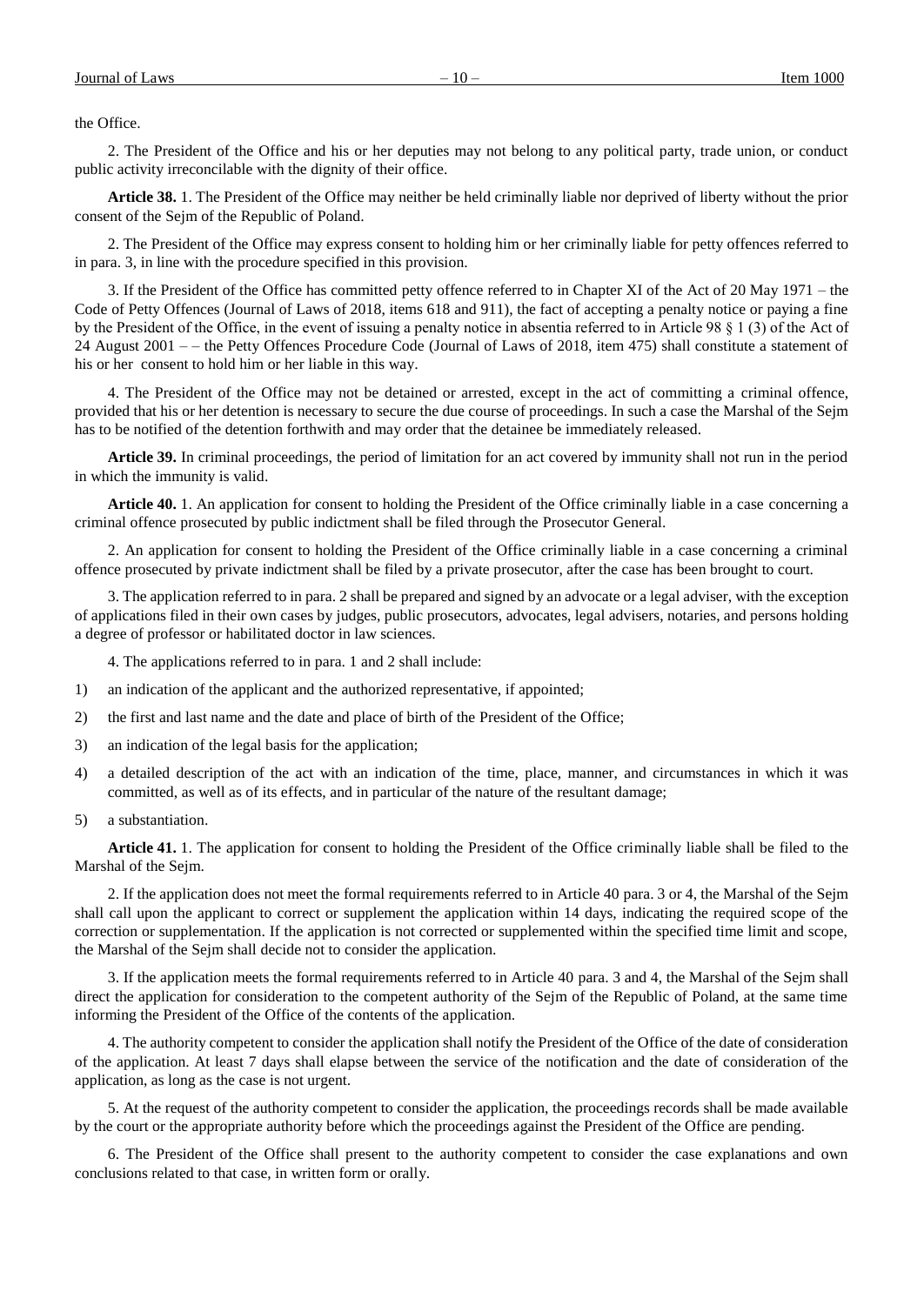the Office.

2. The President of the Office and his or her deputies may not belong to any political party, trade union, or conduct public activity irreconcilable with the dignity of their office.

**Article 38.** 1. The President of the Office may neither be held criminally liable nor deprived of liberty without the prior consent of the Sejm of the Republic of Poland.

2. The President of the Office may express consent to holding him or her criminally liable for petty offences referred to in para. 3, in line with the procedure specified in this provision.

3. If the President of the Office has committed petty offence referred to in Chapter XI of the Act of 20 May 1971 – the Code of Petty Offences (Journal of Laws of 2018, items 618 and 911), the fact of accepting a penalty notice or paying a fine by the President of the Office, in the event of issuing a penalty notice in absentia referred to in Article 98 § 1 (3) of the Act of 24 August 2001 – – the Petty Offences Procedure Code (Journal of Laws of 2018, item 475) shall constitute a statement of his or her consent to hold him or her liable in this way.

4. The President of the Office may not be detained or arrested, except in the act of committing a criminal offence, provided that his or her detention is necessary to secure the due course of proceedings. In such a case the Marshal of the Sejm has to be notified of the detention forthwith and may order that the detainee be immediately released.

**Article 39.** In criminal proceedings, the period of limitation for an act covered by immunity shall not run in the period in which the immunity is valid.

**Article 40.** 1. An application for consent to holding the President of the Office criminally liable in a case concerning a criminal offence prosecuted by public indictment shall be filed through the Prosecutor General.

2. An application for consent to holding the President of the Office criminally liable in a case concerning a criminal offence prosecuted by private indictment shall be filed by a private prosecutor, after the case has been brought to court.

3. The application referred to in para. 2 shall be prepared and signed by an advocate or a legal adviser, with the exception of applications filed in their own cases by judges, public prosecutors, advocates, legal advisers, notaries, and persons holding a degree of professor or habilitated doctor in law sciences.

4. The applications referred to in para. 1 and 2 shall include:

1) an indication of the applicant and the authorized representative, if appointed;
2) the first and last name and the date and place of birth of the President of the Office;
3) an indication of the legal basis for the application;
4) a detailed description of the act with an indication of the time, place, manner, and circumstances in which it was committed, as well as of its effects, and in particular of the nature of the resultant damage;
5) a substantiation.

**Article 41.** 1. The application for consent to holding the President of the Office criminally liable shall be filed to the Marshal of the Sejm.

2. If the application does not meet the formal requirements referred to in Article 40 para. 3 or 4, the Marshal of the Sejm shall call upon the applicant to correct or supplement the application within 14 days, indicating the required scope of the correction or supplementation. If the application is not corrected or supplemented within the specified time limit and scope, the Marshal of the Sejm shall decide not to consider the application.

3. If the application meets the formal requirements referred to in Article 40 para. 3 and 4, the Marshal of the Sejm shall direct the application for consideration to the competent authority of the Sejm of the Republic of Poland, at the same time informing the President of the Office of the contents of the application.

4. The authority competent to consider the application shall notify the President of the Office of the date of consideration of the application. At least 7 days shall elapse between the service of the notification and the date of consideration of the application, as long as the case is not urgent.

5. At the request of the authority competent to consider the application, the proceedings records shall be made available by the court or the appropriate authority before which the proceedings against the President of the Office are pending.

6. The President of the Office shall present to the authority competent to consider the case explanations and own conclusions related to that case, in written form or orally.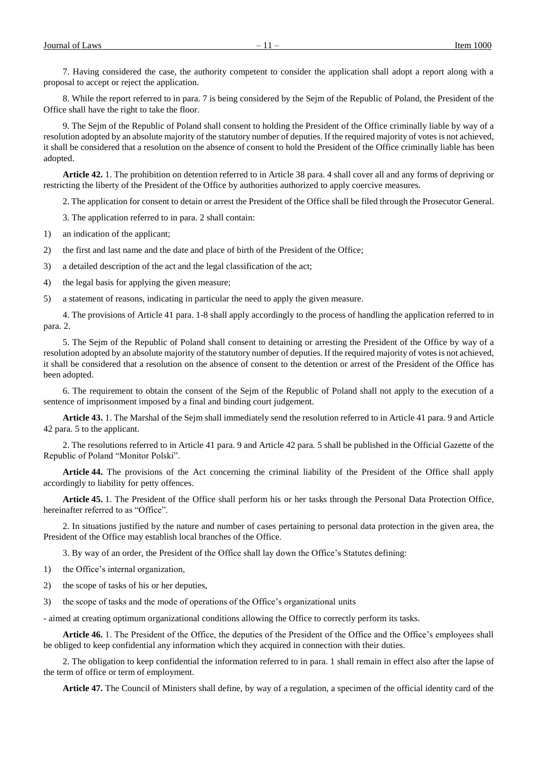7. Having considered the case, the authority competent to consider the application shall adopt a report along with a proposal to accept or reject the application.

8. While the report referred to in para. 7 is being considered by the Sejm of the Republic of Poland, the President of the Office shall have the right to take the floor.

9. The Sejm of the Republic of Poland shall consent to holding the President of the Office criminally liable by way of a resolution adopted by an absolute majority of the statutory number of deputies. If the required majority of votes is not achieved, it shall be considered that a resolution on the absence of consent to hold the President of the Office criminally liable has been adopted.

**Article 42.** 1. The prohibition on detention referred to in Article 38 para. 4 shall cover all and any forms of depriving or restricting the liberty of the President of the Office by authorities authorized to apply coercive measures.

2. The application for consent to detain or arrest the President of the Office shall be filed through the Prosecutor General.

3. The application referred to in para. 2 shall contain:

1) an indication of the applicant;
2) the first and last name and the date and place of birth of the President of the Office;
3) a detailed description of the act and the legal classification of the act;
4) the legal basis for applying the given measure;
5) a statement of reasons, indicating in particular the need to apply the given measure.

4. The provisions of Article 41 para. 1-8 shall apply accordingly to the process of handling the application referred to in para. 2.

5. The Sejm of the Republic of Poland shall consent to detaining or arresting the President of the Office by way of a resolution adopted by an absolute majority of the statutory number of deputies. If the required majority of votes is not achieved, it shall be considered that a resolution on the absence of consent to the detention or arrest of the President of the Office has been adopted.

6. The requirement to obtain the consent of the Sejm of the Republic of Poland shall not apply to the execution of a sentence of imprisonment imposed by a final and binding court judgement.

**Article 43.** 1. The Marshal of the Sejm shall immediately send the resolution referred to in Article 41 para. 9 and Article 42 para. 5 to the applicant.

2. The resolutions referred to in Article 41 para. 9 and Article 42 para. 5 shall be published in the Official Gazette of the Republic of Poland "Monitor Polski".

**Article 44.** The provisions of the Act concerning the criminal liability of the President of the Office shall apply accordingly to liability for petty offences.

**Article 45.** 1. The President of the Office shall perform his or her tasks through the Personal Data Protection Office, hereinafter referred to as "Office".

2. In situations justified by the nature and number of cases pertaining to personal data protection in the given area, the President of the Office may establish local branches of the Office.

3. By way of an order, the President of the Office shall lay down the Office's Statutes defining:

1) the Office's internal organization,
2) the scope of tasks of his or her deputies,
3) the scope of tasks and the mode of operations of the Office's organizational units

- aimed at creating optimum organizational conditions allowing the Office to correctly perform its tasks.

**Article 46.** 1. The President of the Office, the deputies of the President of the Office and the Office's employees shall be obliged to keep confidential any information which they acquired in connection with their duties.

2. The obligation to keep confidential the information referred to in para. 1 shall remain in effect also after the lapse of the term of office or term of employment.

**Article 47.** The Council of Ministers shall define, by way of a regulation, a specimen of the official identity card of the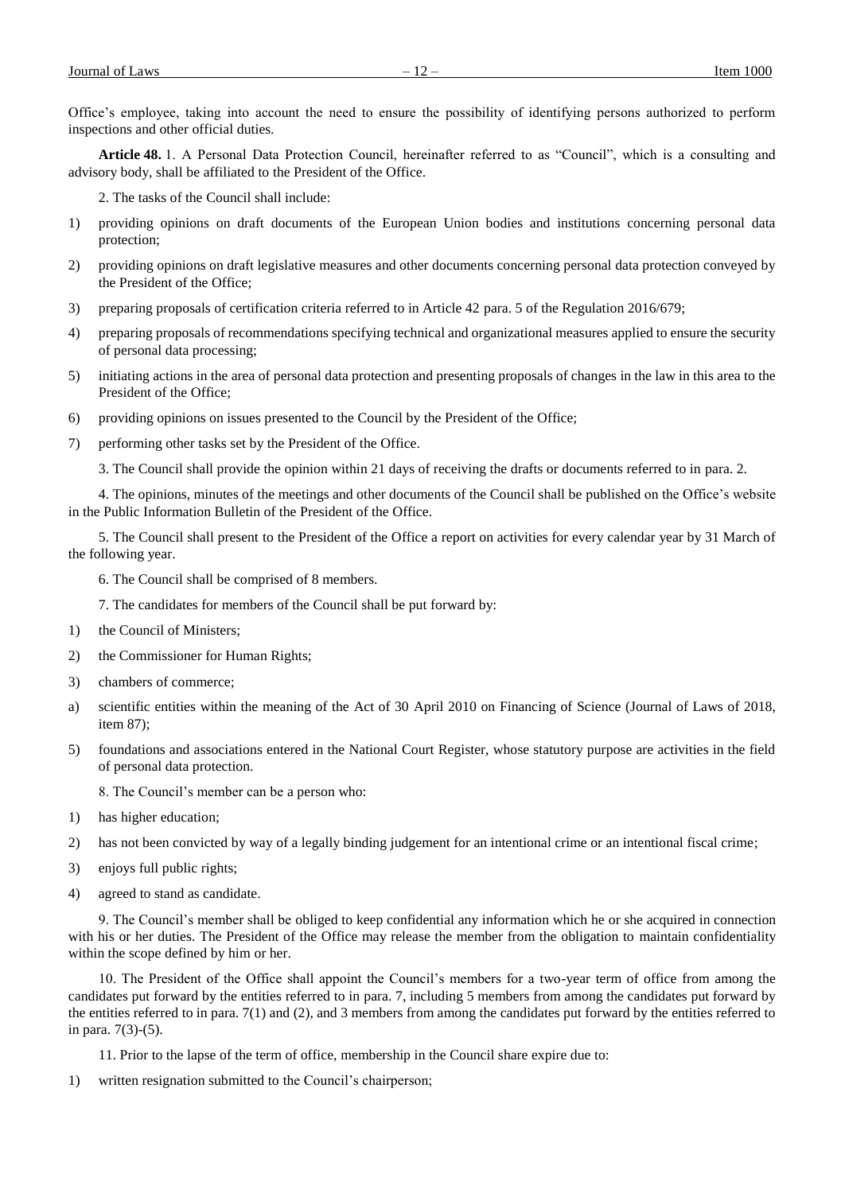Office's employee, taking into account the need to ensure the possibility of identifying persons authorized to perform inspections and other official duties.

**Article 48.** 1. A Personal Data Protection Council, hereinafter referred to as "Council", which is a consulting and advisory body, shall be affiliated to the President of the Office.

2. The tasks of the Council shall include:

1) providing opinions on draft documents of the European Union bodies and institutions concerning personal data protection;
2) providing opinions on draft legislative measures and other documents concerning personal data protection conveyed by the President of the Office;
3) preparing proposals of certification criteria referred to in Article 42 para. 5 of the Regulation 2016/679;
4) preparing proposals of recommendations specifying technical and organizational measures applied to ensure the security of personal data processing;
5) initiating actions in the area of personal data protection and presenting proposals of changes in the law in this area to the President of the Office;
6) providing opinions on issues presented to the Council by the President of the Office;
7) performing other tasks set by the President of the Office.

3. The Council shall provide the opinion within 21 days of receiving the drafts or documents referred to in para. 2.

4. The opinions, minutes of the meetings and other documents of the Council shall be published on the Office's website in the Public Information Bulletin of the President of the Office.

5. The Council shall present to the President of the Office a report on activities for every calendar year by 31 March of the following year.

6. The Council shall be comprised of 8 members.

7. The candidates for members of the Council shall be put forward by:

1) the Council of Ministers;
2) the Commissioner for Human Rights;
3) chambers of commerce;

a) scientific entities within the meaning of the Act of 30 April 2010 on Financing of Science (Journal of Laws of 2018, item 87);

5) foundations and associations entered in the National Court Register, whose statutory purpose are activities in the field of personal data protection.

8. The Council's member can be a person who:

1) has higher education;
2) has not been convicted by way of a legally binding judgement for an intentional crime or an intentional fiscal crime;
3) enjoys full public rights;
4) agreed to stand as candidate.

9. The Council's member shall be obliged to keep confidential any information which he or she acquired in connection with his or her duties. The President of the Office may release the member from the obligation to maintain confidentiality within the scope defined by him or her.

10. The President of the Office shall appoint the Council's members for a two-year term of office from among the candidates put forward by the entities referred to in para. 7, including 5 members from among the candidates put forward by the entities referred to in para. 7(1) and (2), and 3 members from among the candidates put forward by the entities referred to in para. 7(3)-(5).

11. Prior to the lapse of the term of office, membership in the Council share expire due to:

1) written resignation submitted to the Council's chairperson;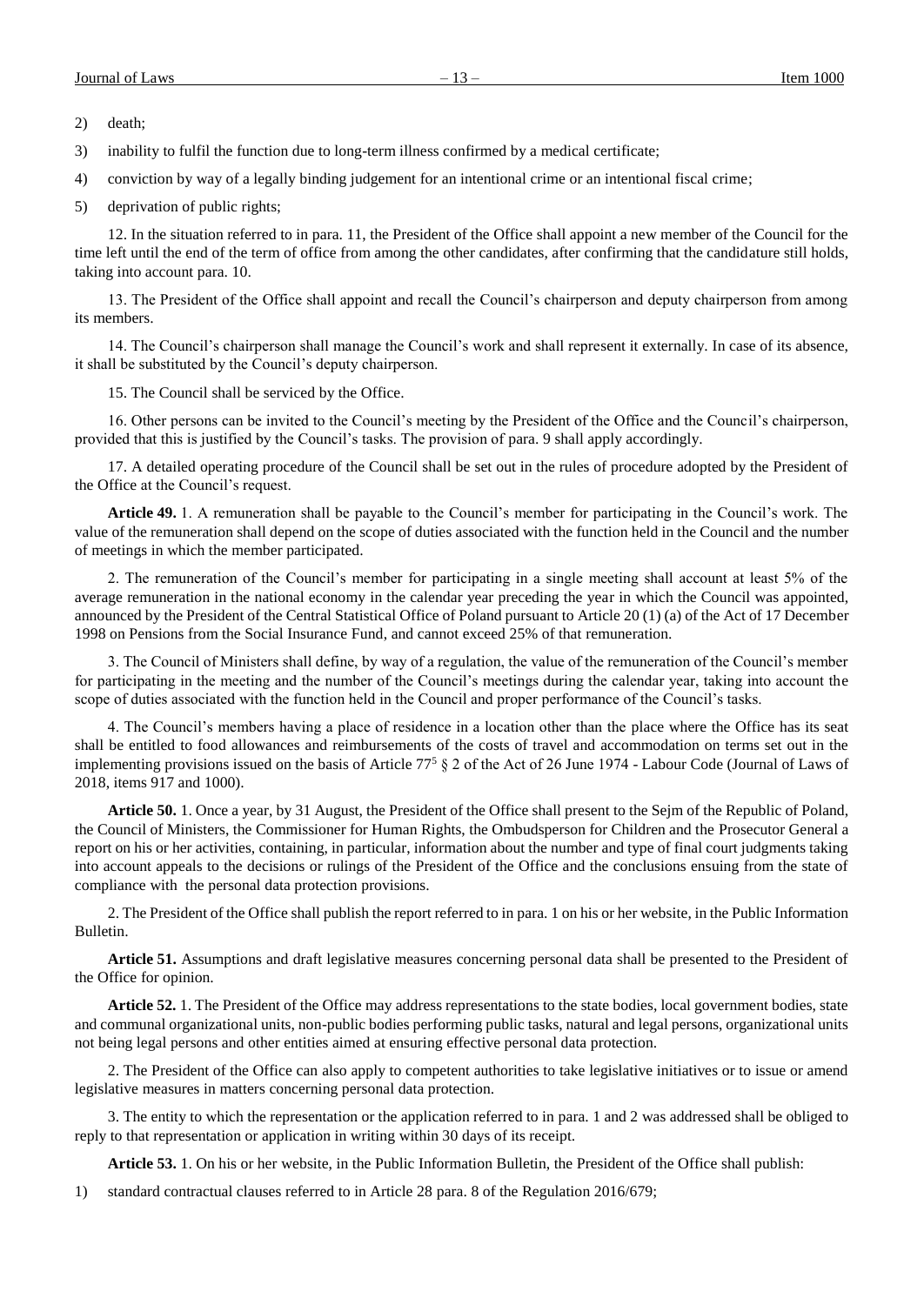2) death;

3) inability to fulfil the function due to long-term illness confirmed by a medical certificate;

4) conviction by way of a legally binding judgement for an intentional crime or an intentional fiscal crime;

5) deprivation of public rights;

12. In the situation referred to in para. 11, the President of the Office shall appoint a new member of the Council for the time left until the end of the term of office from among the other candidates, after confirming that the candidature still holds, taking into account para. 10.

13. The President of the Office shall appoint and recall the Council's chairperson and deputy chairperson from among its members.

14. The Council's chairperson shall manage the Council's work and shall represent it externally. In case of its absence, it shall be substituted by the Council's deputy chairperson.

15. The Council shall be serviced by the Office.

16. Other persons can be invited to the Council's meeting by the President of the Office and the Council's chairperson, provided that this is justified by the Council's tasks. The provision of para. 9 shall apply accordingly.

17. A detailed operating procedure of the Council shall be set out in the rules of procedure adopted by the President of the Office at the Council's request.

**Article 49.** 1. A remuneration shall be payable to the Council's member for participating in the Council's work. The value of the remuneration shall depend on the scope of duties associated with the function held in the Council and the number of meetings in which the member participated.

2. The remuneration of the Council's member for participating in a single meeting shall account at least 5% of the average remuneration in the national economy in the calendar year preceding the year in which the Council was appointed, announced by the President of the Central Statistical Office of Poland pursuant to Article 20 (1) (a) of the Act of 17 December 1998 on Pensions from the Social Insurance Fund, and cannot exceed 25% of that remuneration.

3. The Council of Ministers shall define, by way of a regulation, the value of the remuneration of the Council's member for participating in the meeting and the number of the Council's meetings during the calendar year, taking into account the scope of duties associated with the function held in the Council and proper performance of the Council's tasks.

4. The Council's members having a place of residence in a location other than the place where the Office has its seat shall be entitled to food allowances and reimbursements of the costs of travel and accommodation on terms set out in the implementing provisions issued on the basis of Article 77[5] § 2 of the Act of 26 June 1974 - Labour Code (Journal of Laws of 2018, items 917 and 1000).

**Article 50.** 1. Once a year, by 31 August, the President of the Office shall present to the Sejm of the Republic of Poland, the Council of Ministers, the Commissioner for Human Rights, the Ombudsperson for Children and the Prosecutor General a report on his or her activities, containing, in particular, information about the number and type of final court judgments taking into account appeals to the decisions or rulings of the President of the Office and the conclusions ensuing from the state of compliance with the personal data protection provisions.

2. The President of the Office shall publish the report referred to in para. 1 on his or her website, in the Public Information Bulletin.

**Article 51.** Assumptions and draft legislative measures concerning personal data shall be presented to the President of the Office for opinion.

**Article 52.** 1. The President of the Office may address representations to the state bodies, local government bodies, state and communal organizational units, non-public bodies performing public tasks, natural and legal persons, organizational units not being legal persons and other entities aimed at ensuring effective personal data protection.

2. The President of the Office can also apply to competent authorities to take legislative initiatives or to issue or amend legislative measures in matters concerning personal data protection.

3. The entity to which the representation or the application referred to in para. 1 and 2 was addressed shall be obliged to reply to that representation or application in writing within 30 days of its receipt.

**Article 53.** 1. On his or her website, in the Public Information Bulletin, the President of the Office shall publish:

1) standard contractual clauses referred to in Article 28 para. 8 of the Regulation 2016/679;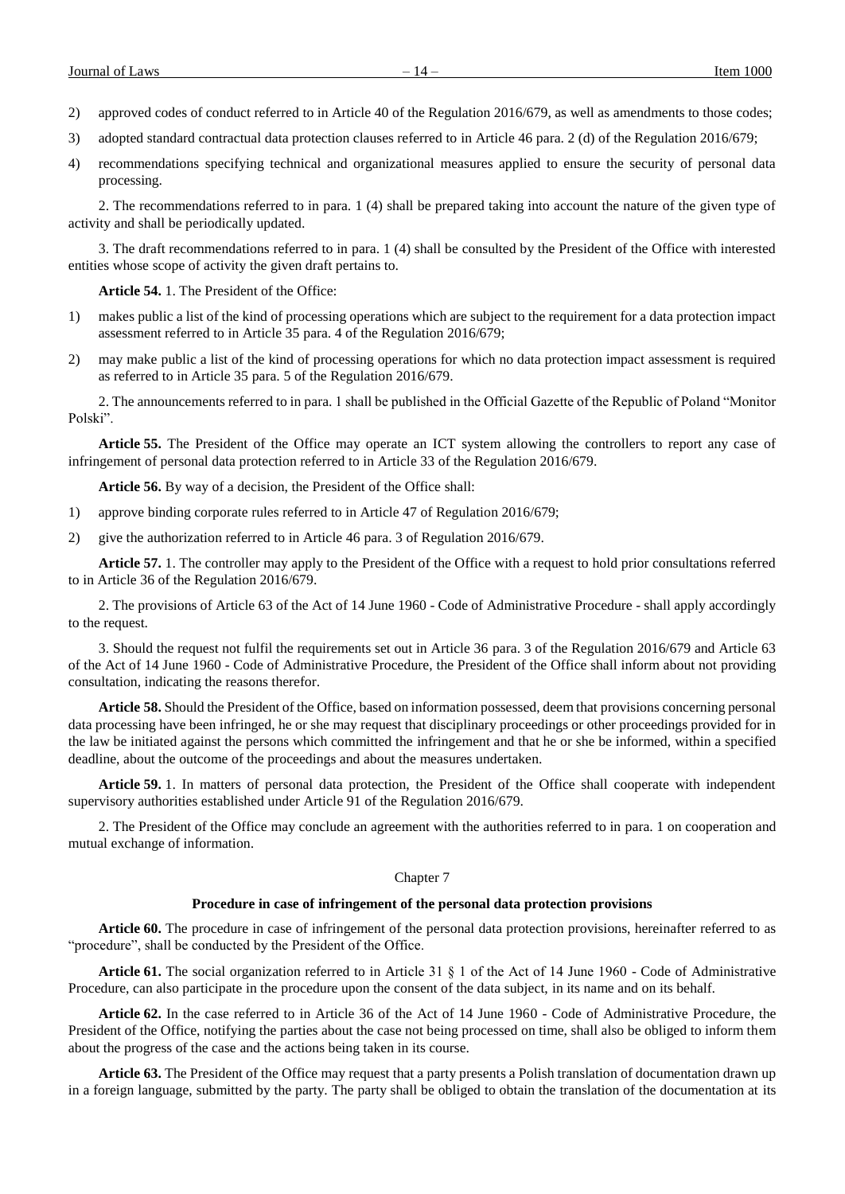2) approved codes of conduct referred to in Article 40 of the Regulation 2016/679, as well as amendments to those codes;

3) adopted standard contractual data protection clauses referred to in Article 46 para. 2 (d) of the Regulation 2016/679;

4) recommendations specifying technical and organizational measures applied to ensure the security of personal data processing.

2. The recommendations referred to in para. 1 (4) shall be prepared taking into account the nature of the given type of activity and shall be periodically updated.

3. The draft recommendations referred to in para. 1 (4) shall be consulted by the President of the Office with interested entities whose scope of activity the given draft pertains to.

**Article 54.** 1. The President of the Office:

1) makes public a list of the kind of processing operations which are subject to the requirement for a data protection impact assessment referred to in Article 35 para. 4 of the Regulation 2016/679;

2) may make public a list of the kind of processing operations for which no data protection impact assessment is required as referred to in Article 35 para. 5 of the Regulation 2016/679.

2. The announcements referred to in para. 1 shall be published in the Official Gazette of the Republic of Poland "Monitor Polski".

**Article 55.** The President of the Office may operate an ICT system allowing the controllers to report any case of infringement of personal data protection referred to in Article 33 of the Regulation 2016/679.

**Article 56.** By way of a decision, the President of the Office shall:

1) approve binding corporate rules referred to in Article 47 of Regulation 2016/679;

2) give the authorization referred to in Article 46 para. 3 of Regulation 2016/679.

**Article 57.** 1. The controller may apply to the President of the Office with a request to hold prior consultations referred to in Article 36 of the Regulation 2016/679.

2. The provisions of Article 63 of the Act of 14 June 1960 - Code of Administrative Procedure - shall apply accordingly to the request.

3. Should the request not fulfil the requirements set out in Article 36 para. 3 of the Regulation 2016/679 and Article 63 of the Act of 14 June 1960 - Code of Administrative Procedure, the President of the Office shall inform about not providing consultation, indicating the reasons therefor.

**Article 58.** Should the President of the Office, based on information possessed, deem that provisions concerning personal data processing have been infringed, he or she may request that disciplinary proceedings or other proceedings provided for in the law be initiated against the persons which committed the infringement and that he or she be informed, within a specified deadline, about the outcome of the proceedings and about the measures undertaken.

**Article 59.** 1. In matters of personal data protection, the President of the Office shall cooperate with independent supervisory authorities established under Article 91 of the Regulation 2016/679.

2. The President of the Office may conclude an agreement with the authorities referred to in para. 1 on cooperation and mutual exchange of information.

## Chapter 7

### Procedure in case of infringement of the personal data protection provisions

**Article 60.** The procedure in case of infringement of the personal data protection provisions, hereinafter referred to as "procedure", shall be conducted by the President of the Office.

**Article 61.** The social organization referred to in Article 31 § 1 of the Act of 14 June 1960 - Code of Administrative Procedure, can also participate in the procedure upon the consent of the data subject, in its name and on its behalf.

**Article 62.** In the case referred to in Article 36 of the Act of 14 June 1960 - Code of Administrative Procedure, the President of the Office, notifying the parties about the case not being processed on time, shall also be obliged to inform them about the progress of the case and the actions being taken in its course.

**Article 63.** The President of the Office may request that a party presents a Polish translation of documentation drawn up in a foreign language, submitted by the party. The party shall be obliged to obtain the translation of the documentation at its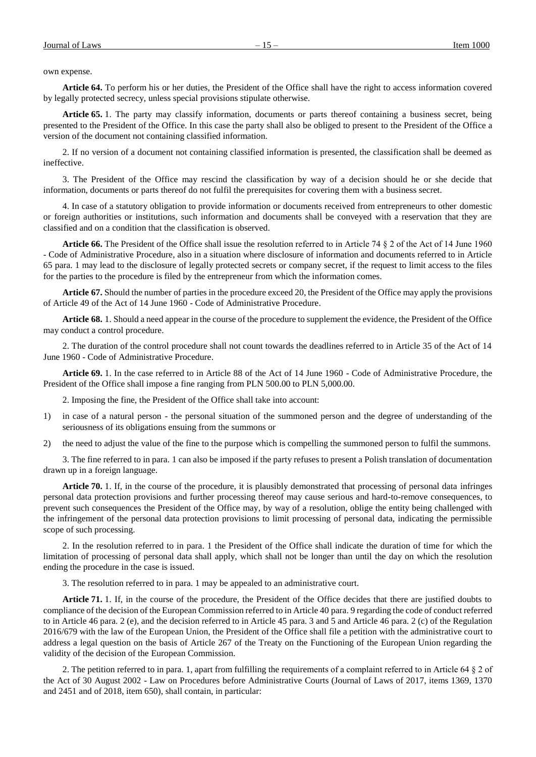own expense.

**Article 64.** To perform his or her duties, the President of the Office shall have the right to access information covered by legally protected secrecy, unless special provisions stipulate otherwise.

**Article 65.** 1. The party may classify information, documents or parts thereof containing a business secret, being presented to the President of the Office. In this case the party shall also be obliged to present to the President of the Office a version of the document not containing classified information.

2. If no version of a document not containing classified information is presented, the classification shall be deemed as ineffective.

3. The President of the Office may rescind the classification by way of a decision should he or she decide that information, documents or parts thereof do not fulfil the prerequisites for covering them with a business secret.

4. In case of a statutory obligation to provide information or documents received from entrepreneurs to other domestic or foreign authorities or institutions, such information and documents shall be conveyed with a reservation that they are classified and on a condition that the classification is observed.

**Article 66.** The President of the Office shall issue the resolution referred to in Article 74 § 2 of the Act of 14 June 1960 - Code of Administrative Procedure, also in a situation where disclosure of information and documents referred to in Article 65 para. 1 may lead to the disclosure of legally protected secrets or company secret, if the request to limit access to the files for the parties to the procedure is filed by the entrepreneur from which the information comes.

**Article 67.** Should the number of parties in the procedure exceed 20, the President of the Office may apply the provisions of Article 49 of the Act of 14 June 1960 - Code of Administrative Procedure.

**Article 68.** 1. Should a need appear in the course of the procedure to supplement the evidence, the President of the Office may conduct a control procedure.

2. The duration of the control procedure shall not count towards the deadlines referred to in Article 35 of the Act of 14 June 1960 - Code of Administrative Procedure.

**Article 69.** 1. In the case referred to in Article 88 of the Act of 14 June 1960 - Code of Administrative Procedure, the President of the Office shall impose a fine ranging from PLN 500.00 to PLN 5,000.00.

2. Imposing the fine, the President of the Office shall take into account:

1) in case of a natural person - the personal situation of the summoned person and the degree of understanding of the seriousness of its obligations ensuing from the summons or

2) the need to adjust the value of the fine to the purpose which is compelling the summoned person to fulfil the summons.

3. The fine referred to in para. 1 can also be imposed if the party refuses to present a Polish translation of documentation drawn up in a foreign language.

**Article 70.** 1. If, in the course of the procedure, it is plausibly demonstrated that processing of personal data infringes personal data protection provisions and further processing thereof may cause serious and hard-to-remove consequences, to prevent such consequences the President of the Office may, by way of a resolution, oblige the entity being challenged with the infringement of the personal data protection provisions to limit processing of personal data, indicating the permissible scope of such processing.

2. In the resolution referred to in para. 1 the President of the Office shall indicate the duration of time for which the limitation of processing of personal data shall apply, which shall not be longer than until the day on which the resolution ending the procedure in the case is issued.

3. The resolution referred to in para. 1 may be appealed to an administrative court.

**Article 71.** 1. If, in the course of the procedure, the President of the Office decides that there are justified doubts to compliance of the decision of the European Commission referred to in Article 40 para. 9 regarding the code of conduct referred to in Article 46 para. 2 (e), and the decision referred to in Article 45 para. 3 and 5 and Article 46 para. 2 (c) of the Regulation 2016/679 with the law of the European Union, the President of the Office shall file a petition with the administrative court to address a legal question on the basis of Article 267 of the Treaty on the Functioning of the European Union regarding the validity of the decision of the European Commission.

2. The petition referred to in para. 1, apart from fulfilling the requirements of a complaint referred to in Article 64 § 2 of the Act of 30 August 2002 - Law on Procedures before Administrative Courts (Journal of Laws of 2017, items 1369, 1370 and 2451 and of 2018, item 650), shall contain, in particular: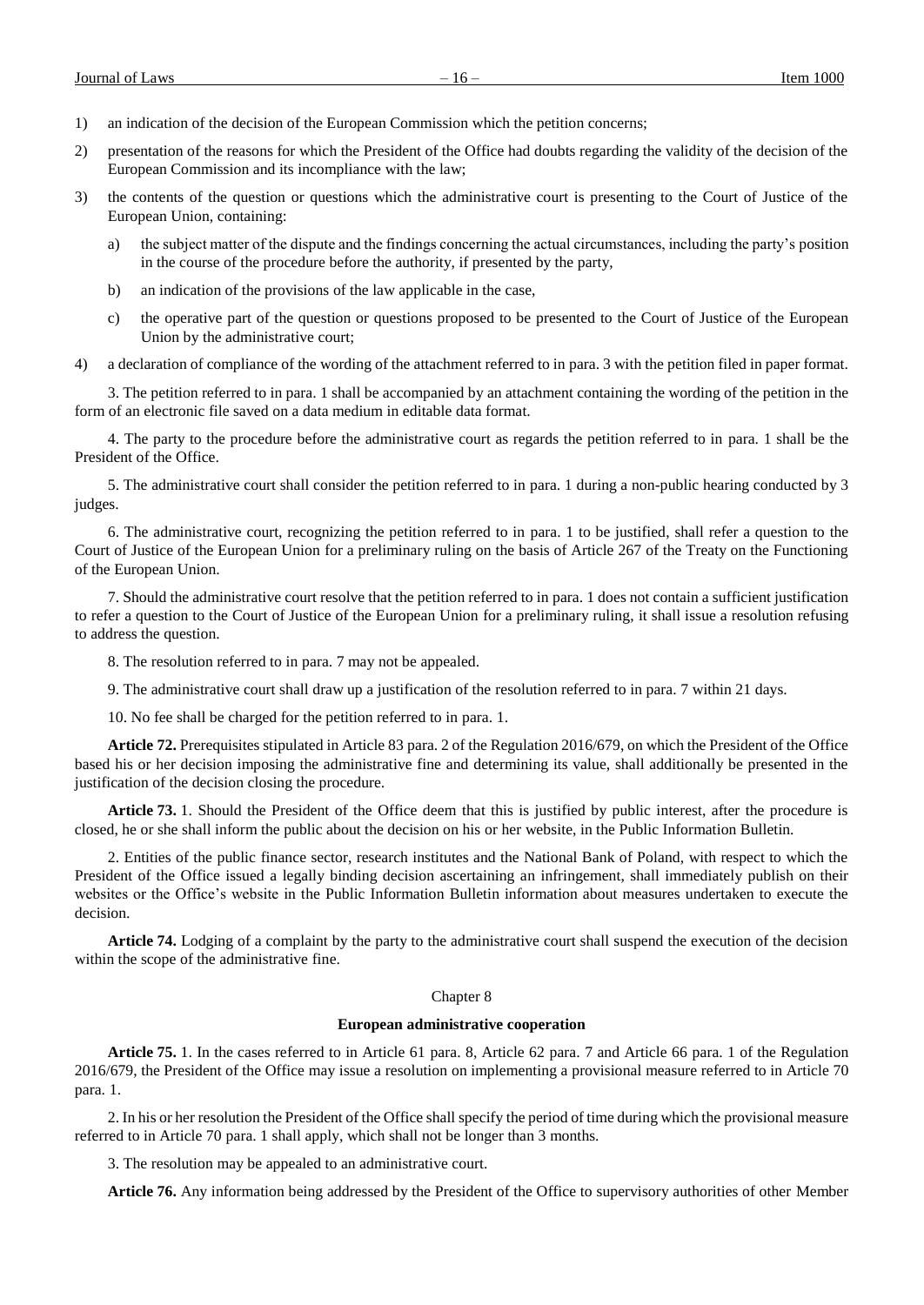1) an indication of the decision of the European Commission which the petition concerns;

2) presentation of the reasons for which the President of the Office had doubts regarding the validity of the decision of the European Commission and its incompliance with the law;

3) the contents of the question or questions which the administrative court is presenting to the Court of Justice of the European Union, containing:

   a) the subject matter of the dispute and the findings concerning the actual circumstances, including the party's position in the course of the procedure before the authority, if presented by the party,

   b) an indication of the provisions of the law applicable in the case,

   c) the operative part of the question or questions proposed to be presented to the Court of Justice of the European Union by the administrative court;

4) a declaration of compliance of the wording of the attachment referred to in para. 3 with the petition filed in paper format.

3. The petition referred to in para. 1 shall be accompanied by an attachment containing the wording of the petition in the form of an electronic file saved on a data medium in editable data format.

4. The party to the procedure before the administrative court as regards the petition referred to in para. 1 shall be the President of the Office.

5. The administrative court shall consider the petition referred to in para. 1 during a non-public hearing conducted by 3 judges.

6. The administrative court, recognizing the petition referred to in para. 1 to be justified, shall refer a question to the Court of Justice of the European Union for a preliminary ruling on the basis of Article 267 of the Treaty on the Functioning of the European Union.

7. Should the administrative court resolve that the petition referred to in para. 1 does not contain a sufficient justification to refer a question to the Court of Justice of the European Union for a preliminary ruling, it shall issue a resolution refusing to address the question.

8. The resolution referred to in para. 7 may not be appealed.

9. The administrative court shall draw up a justification of the resolution referred to in para. 7 within 21 days.

10. No fee shall be charged for the petition referred to in para. 1.

**Article 72.** Prerequisites stipulated in Article 83 para. 2 of the Regulation 2016/679, on which the President of the Office based his or her decision imposing the administrative fine and determining its value, shall additionally be presented in the justification of the decision closing the procedure.

**Article 73.** 1. Should the President of the Office deem that this is justified by public interest, after the procedure is closed, he or she shall inform the public about the decision on his or her website, in the Public Information Bulletin.

2. Entities of the public finance sector, research institutes and the National Bank of Poland, with respect to which the President of the Office issued a legally binding decision ascertaining an infringement, shall immediately publish on their websites or the Office's website in the Public Information Bulletin information about measures undertaken to execute the decision.

**Article 74.** Lodging of a complaint by the party to the administrative court shall suspend the execution of the decision within the scope of the administrative fine.

Chapter 8

**European administrative cooperation**

**Article 75.** 1. In the cases referred to in Article 61 para. 8, Article 62 para. 7 and Article 66 para. 1 of the Regulation 2016/679, the President of the Office may issue a resolution on implementing a provisional measure referred to in Article 70 para. 1.

2. In his or her resolution the President of the Office shall specify the period of time during which the provisional measure referred to in Article 70 para. 1 shall apply, which shall not be longer than 3 months.

3. The resolution may be appealed to an administrative court.

**Article 76.** Any information being addressed by the President of the Office to supervisory authorities of other Member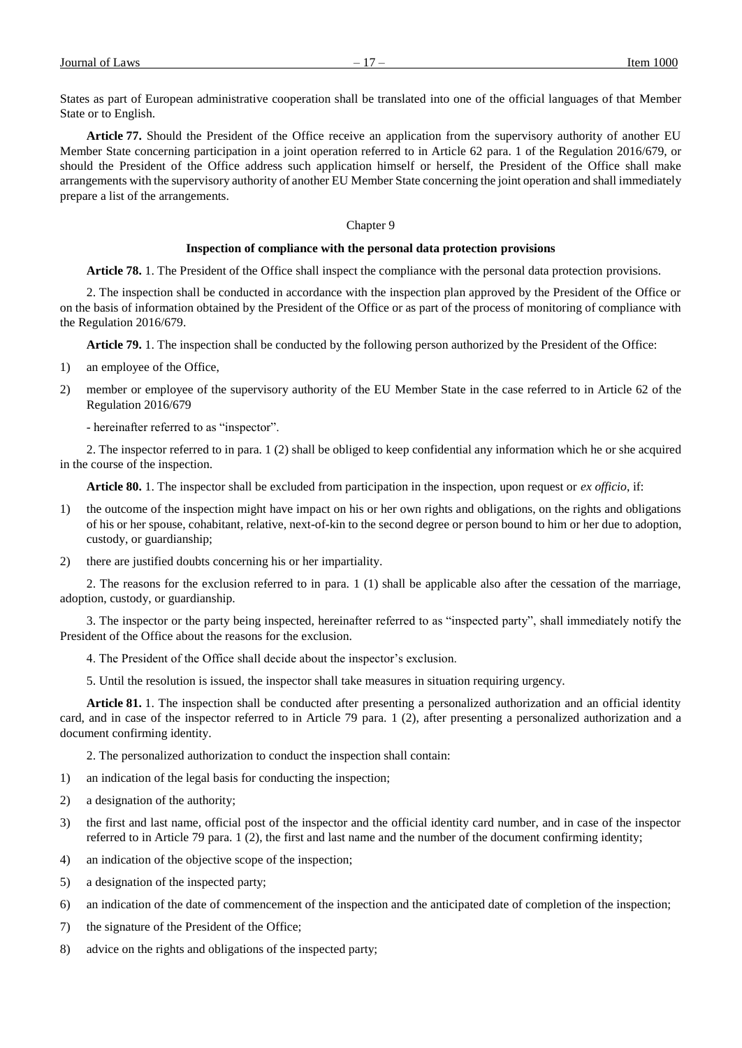States as part of European administrative cooperation shall be translated into one of the official languages of that Member State or to English.

**Article 77.** Should the President of the Office receive an application from the supervisory authority of another EU Member State concerning participation in a joint operation referred to in Article 62 para. 1 of the Regulation 2016/679, or should the President of the Office address such application himself or herself, the President of the Office shall make arrangements with the supervisory authority of another EU Member State concerning the joint operation and shall immediately prepare a list of the arrangements.

## Chapter 9

### Inspection of compliance with the personal data protection provisions

**Article 78.** 1. The President of the Office shall inspect the compliance with the personal data protection provisions.

2. The inspection shall be conducted in accordance with the inspection plan approved by the President of the Office or on the basis of information obtained by the President of the Office or as part of the process of monitoring of compliance with the Regulation 2016/679.

**Article 79.** 1. The inspection shall be conducted by the following person authorized by the President of the Office:

1) an employee of the Office,
2) member or employee of the supervisory authority of the EU Member State in the case referred to in Article 62 of the Regulation 2016/679

- hereinafter referred to as "inspector".

2. The inspector referred to in para. 1 (2) shall be obliged to keep confidential any information which he or she acquired in the course of the inspection.

**Article 80.** 1. The inspector shall be excluded from participation in the inspection, upon request or *ex officio*, if:

1) the outcome of the inspection might have impact on his or her own rights and obligations, on the rights and obligations of his or her spouse, cohabitant, relative, next-of-kin to the second degree or person bound to him or her due to adoption, custody, or guardianship;
2) there are justified doubts concerning his or her impartiality.

2. The reasons for the exclusion referred to in para. 1 (1) shall be applicable also after the cessation of the marriage, adoption, custody, or guardianship.

3. The inspector or the party being inspected, hereinafter referred to as "inspected party", shall immediately notify the President of the Office about the reasons for the exclusion.

4. The President of the Office shall decide about the inspector's exclusion.

5. Until the resolution is issued, the inspector shall take measures in situation requiring urgency.

**Article 81.** 1. The inspection shall be conducted after presenting a personalized authorization and an official identity card, and in case of the inspector referred to in Article 79 para. 1 (2), after presenting a personalized authorization and a document confirming identity.

2. The personalized authorization to conduct the inspection shall contain:

1) an indication of the legal basis for conducting the inspection;
2) a designation of the authority;
3) the first and last name, official post of the inspector and the official identity card number, and in case of the inspector referred to in Article 79 para. 1 (2), the first and last name and the number of the document confirming identity;
4) an indication of the objective scope of the inspection;
5) a designation of the inspected party;
6) an indication of the date of commencement of the inspection and the anticipated date of completion of the inspection;
7) the signature of the President of the Office;
8) advice on the rights and obligations of the inspected party;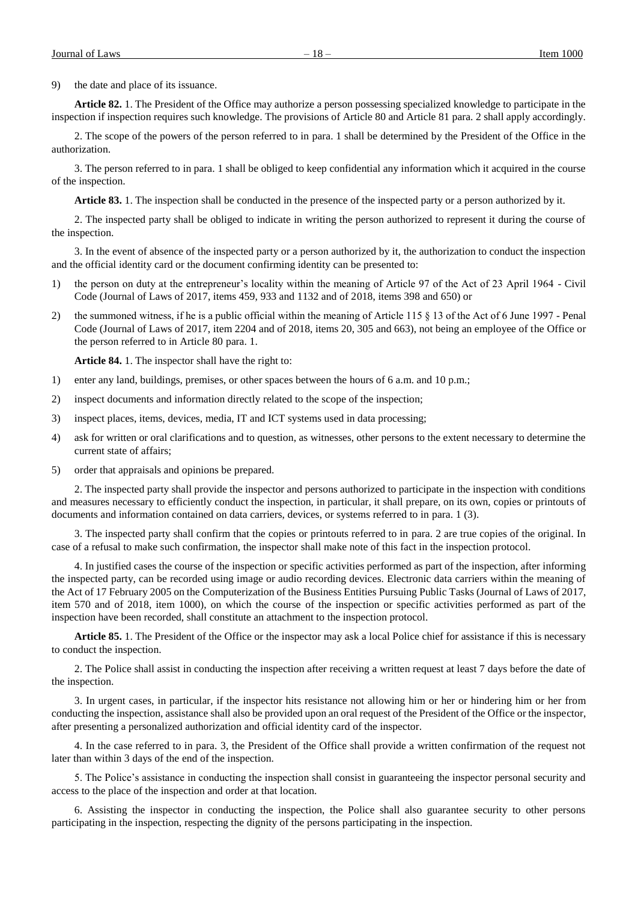9) the date and place of its issuance.

**Article 82.** 1. The President of the Office may authorize a person possessing specialized knowledge to participate in the inspection if inspection requires such knowledge. The provisions of Article 80 and Article 81 para. 2 shall apply accordingly.

2. The scope of the powers of the person referred to in para. 1 shall be determined by the President of the Office in the authorization.

3. The person referred to in para. 1 shall be obliged to keep confidential any information which it acquired in the course of the inspection.

**Article 83.** 1. The inspection shall be conducted in the presence of the inspected party or a person authorized by it.

2. The inspected party shall be obliged to indicate in writing the person authorized to represent it during the course of the inspection.

3. In the event of absence of the inspected party or a person authorized by it, the authorization to conduct the inspection and the official identity card or the document confirming identity can be presented to:

1) the person on duty at the entrepreneur's locality within the meaning of Article 97 of the Act of 23 April 1964 - Civil Code (Journal of Laws of 2017, items 459, 933 and 1132 and of 2018, items 398 and 650) or
2) the summoned witness, if he is a public official within the meaning of Article 115 § 13 of the Act of 6 June 1997 - Penal Code (Journal of Laws of 2017, item 2204 and of 2018, items 20, 305 and 663), not being an employee of the Office or the person referred to in Article 80 para. 1.

**Article 84.** 1. The inspector shall have the right to:

1) enter any land, buildings, premises, or other spaces between the hours of 6 a.m. and 10 p.m.;
2) inspect documents and information directly related to the scope of the inspection;
3) inspect places, items, devices, media, IT and ICT systems used in data processing;
4) ask for written or oral clarifications and to question, as witnesses, other persons to the extent necessary to determine the current state of affairs;
5) order that appraisals and opinions be prepared.

2. The inspected party shall provide the inspector and persons authorized to participate in the inspection with conditions and measures necessary to efficiently conduct the inspection, in particular, it shall prepare, on its own, copies or printouts of documents and information contained on data carriers, devices, or systems referred to in para. 1 (3).

3. The inspected party shall confirm that the copies or printouts referred to in para. 2 are true copies of the original. In case of a refusal to make such confirmation, the inspector shall make note of this fact in the inspection protocol.

4. In justified cases the course of the inspection or specific activities performed as part of the inspection, after informing the inspected party, can be recorded using image or audio recording devices. Electronic data carriers within the meaning of the Act of 17 February 2005 on the Computerization of the Business Entities Pursuing Public Tasks (Journal of Laws of 2017, item 570 and of 2018, item 1000), on which the course of the inspection or specific activities performed as part of the inspection have been recorded, shall constitute an attachment to the inspection protocol.

**Article 85.** 1. The President of the Office or the inspector may ask a local Police chief for assistance if this is necessary to conduct the inspection.

2. The Police shall assist in conducting the inspection after receiving a written request at least 7 days before the date of the inspection.

3. In urgent cases, in particular, if the inspector hits resistance not allowing him or her or hindering him or her from conducting the inspection, assistance shall also be provided upon an oral request of the President of the Office or the inspector, after presenting a personalized authorization and official identity card of the inspector.

4. In the case referred to in para. 3, the President of the Office shall provide a written confirmation of the request not later than within 3 days of the end of the inspection.

5. The Police's assistance in conducting the inspection shall consist in guaranteeing the inspector personal security and access to the place of the inspection and order at that location.

6. Assisting the inspector in conducting the inspection, the Police shall also guarantee security to other persons participating in the inspection, respecting the dignity of the persons participating in the inspection.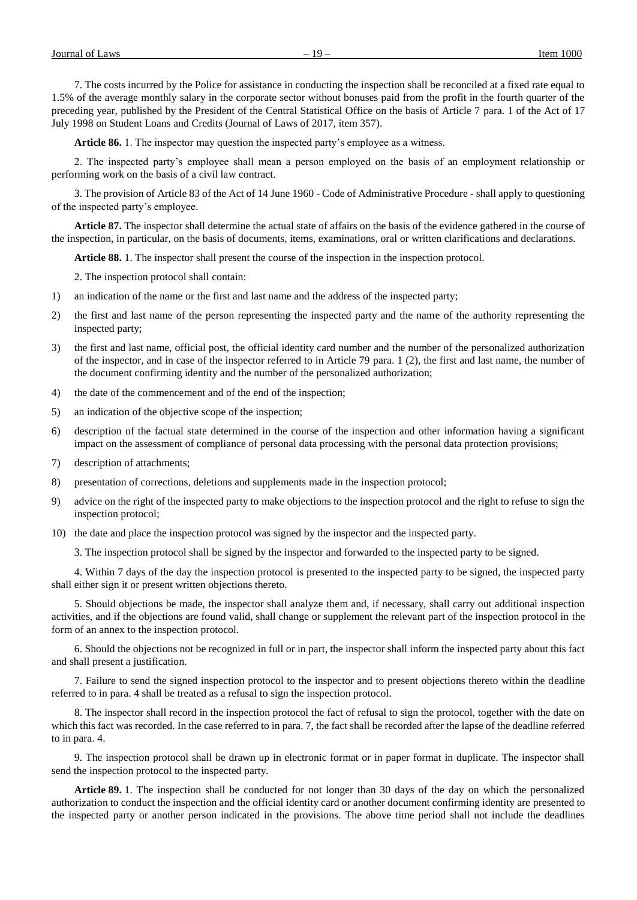7. The costs incurred by the Police for assistance in conducting the inspection shall be reconciled at a fixed rate equal to 1.5% of the average monthly salary in the corporate sector without bonuses paid from the profit in the fourth quarter of the preceding year, published by the President of the Central Statistical Office on the basis of Article 7 para. 1 of the Act of 17 July 1998 on Student Loans and Credits (Journal of Laws of 2017, item 357).

**Article 86.** 1. The inspector may question the inspected party's employee as a witness.

2. The inspected party's employee shall mean a person employed on the basis of an employment relationship or performing work on the basis of a civil law contract.

3. The provision of Article 83 of the Act of 14 June 1960 - Code of Administrative Procedure - shall apply to questioning of the inspected party's employee.

**Article 87.** The inspector shall determine the actual state of affairs on the basis of the evidence gathered in the course of the inspection, in particular, on the basis of documents, items, examinations, oral or written clarifications and declarations.

**Article 88.** 1. The inspector shall present the course of the inspection in the inspection protocol.

2. The inspection protocol shall contain:

1) an indication of the name or the first and last name and the address of the inspected party;
2) the first and last name of the person representing the inspected party and the name of the authority representing the inspected party;
3) the first and last name, official post, the official identity card number and the number of the personalized authorization of the inspector, and in case of the inspector referred to in Article 79 para. 1 (2), the first and last name, the number of the document confirming identity and the number of the personalized authorization;
4) the date of the commencement and of the end of the inspection;
5) an indication of the objective scope of the inspection;
6) description of the factual state determined in the course of the inspection and other information having a significant impact on the assessment of compliance of personal data processing with the personal data protection provisions;
7) description of attachments;
8) presentation of corrections, deletions and supplements made in the inspection protocol;
9) advice on the right of the inspected party to make objections to the inspection protocol and the right to refuse to sign the inspection protocol;
10) the date and place the inspection protocol was signed by the inspector and the inspected party.

3. The inspection protocol shall be signed by the inspector and forwarded to the inspected party to be signed.

4. Within 7 days of the day the inspection protocol is presented to the inspected party to be signed, the inspected party shall either sign it or present written objections thereto.

5. Should objections be made, the inspector shall analyze them and, if necessary, shall carry out additional inspection activities, and if the objections are found valid, shall change or supplement the relevant part of the inspection protocol in the form of an annex to the inspection protocol.

6. Should the objections not be recognized in full or in part, the inspector shall inform the inspected party about this fact and shall present a justification.

7. Failure to send the signed inspection protocol to the inspector and to present objections thereto within the deadline referred to in para. 4 shall be treated as a refusal to sign the inspection protocol.

8. The inspector shall record in the inspection protocol the fact of refusal to sign the protocol, together with the date on which this fact was recorded. In the case referred to in para. 7, the fact shall be recorded after the lapse of the deadline referred to in para. 4.

9. The inspection protocol shall be drawn up in electronic format or in paper format in duplicate. The inspector shall send the inspection protocol to the inspected party.

**Article 89.** 1. The inspection shall be conducted for not longer than 30 days of the day on which the personalized authorization to conduct the inspection and the official identity card or another document confirming identity are presented to the inspected party or another person indicated in the provisions. The above time period shall not include the deadlines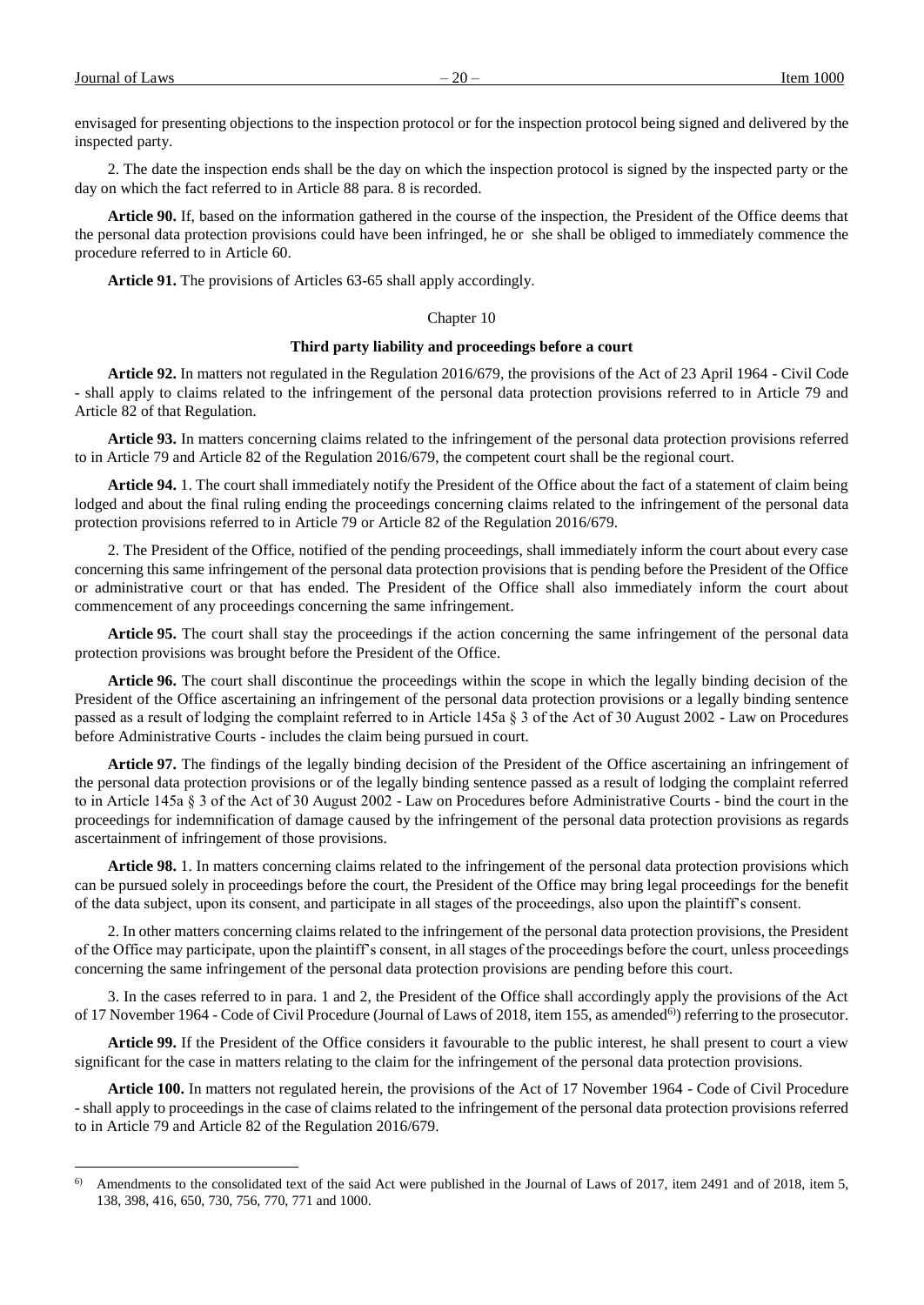envisaged for presenting objections to the inspection protocol or for the inspection protocol being signed and delivered by the inspected party.

2. The date the inspection ends shall be the day on which the inspection protocol is signed by the inspected party or the day on which the fact referred to in Article 88 para. 8 is recorded.

**Article 90.** If, based on the information gathered in the course of the inspection, the President of the Office deems that the personal data protection provisions could have been infringed, he or she shall be obliged to immediately commence the procedure referred to in Article 60.

**Article 91.** The provisions of Articles 63-65 shall apply accordingly.

## Chapter 10

### Third party liability and proceedings before a court

**Article 92.** In matters not regulated in the Regulation 2016/679, the provisions of the Act of 23 April 1964 - Civil Code - shall apply to claims related to the infringement of the personal data protection provisions referred to in Article 79 and Article 82 of that Regulation.

**Article 93.** In matters concerning claims related to the infringement of the personal data protection provisions referred to in Article 79 and Article 82 of the Regulation 2016/679, the competent court shall be the regional court.

**Article 94.** 1. The court shall immediately notify the President of the Office about the fact of a statement of claim being lodged and about the final ruling ending the proceedings concerning claims related to the infringement of the personal data protection provisions referred to in Article 79 or Article 82 of the Regulation 2016/679.

2. The President of the Office, notified of the pending proceedings, shall immediately inform the court about every case concerning this same infringement of the personal data protection provisions that is pending before the President of the Office or administrative court or that has ended. The President of the Office shall also immediately inform the court about commencement of any proceedings concerning the same infringement.

**Article 95.** The court shall stay the proceedings if the action concerning the same infringement of the personal data protection provisions was brought before the President of the Office.

**Article 96.** The court shall discontinue the proceedings within the scope in which the legally binding decision of the President of the Office ascertaining an infringement of the personal data protection provisions or a legally binding sentence passed as a result of lodging the complaint referred to in Article 145a § 3 of the Act of 30 August 2002 - Law on Procedures before Administrative Courts - includes the claim being pursued in court.

**Article 97.** The findings of the legally binding decision of the President of the Office ascertaining an infringement of the personal data protection provisions or of the legally binding sentence passed as a result of lodging the complaint referred to in Article 145a § 3 of the Act of 30 August 2002 - Law on Procedures before Administrative Courts - bind the court in the proceedings for indemnification of damage caused by the infringement of the personal data protection provisions as regards ascertainment of infringement of those provisions.

**Article 98.** 1. In matters concerning claims related to the infringement of the personal data protection provisions which can be pursued solely in proceedings before the court, the President of the Office may bring legal proceedings for the benefit of the data subject, upon its consent, and participate in all stages of the proceedings, also upon the plaintiff's consent.

2. In other matters concerning claims related to the infringement of the personal data protection provisions, the President of the Office may participate, upon the plaintiff's consent, in all stages of the proceedings before the court, unless proceedings concerning the same infringement of the personal data protection provisions are pending before this court.

3. In the cases referred to in para. 1 and 2, the President of the Office shall accordingly apply the provisions of the Act of 17 November 1964 - Code of Civil Procedure (Journal of Laws of 2018, item 155, as amended[6]) referring to the prosecutor.

**Article 99.** If the President of the Office considers it favourable to the public interest, he shall present to court a view significant for the case in matters relating to the claim for the infringement of the personal data protection provisions.

**Article 100.** In matters not regulated herein, the provisions of the Act of 17 November 1964 - Code of Civil Procedure - shall apply to proceedings in the case of claims related to the infringement of the personal data protection provisions referred to in Article 79 and Article 82 of the Regulation 2016/679.

---

[6] Amendments to the consolidated text of the said Act were published in the Journal of Laws of 2017, item 2491 and of 2018, item 5, 138, 398, 416, 650, 730, 756, 770, 771 and 1000.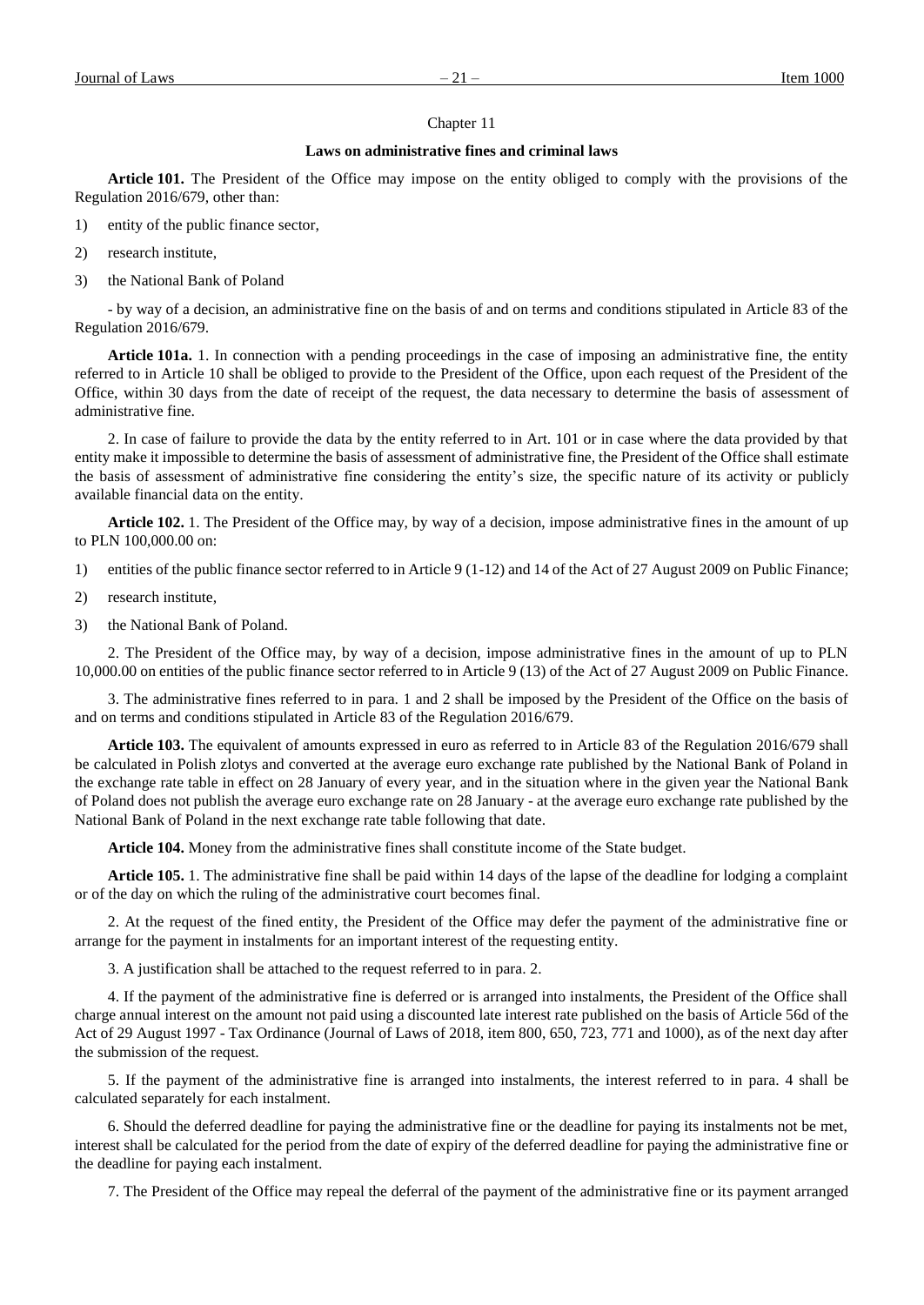Chapter 11

**Laws on administrative fines and criminal laws**

**Article 101.** The President of the Office may impose on the entity obliged to comply with the provisions of the Regulation 2016/679, other than:

1) entity of the public finance sector,

2) research institute,

3) the National Bank of Poland

- by way of a decision, an administrative fine on the basis of and on terms and conditions stipulated in Article 83 of the Regulation 2016/679.

**Article 101a.** 1. In connection with a pending proceedings in the case of imposing an administrative fine, the entity referred to in Article 10 shall be obliged to provide to the President of the Office, upon each request of the President of the Office, within 30 days from the date of receipt of the request, the data necessary to determine the basis of assessment of administrative fine.

2. In case of failure to provide the data by the entity referred to in Art. 101 or in case where the data provided by that entity make it impossible to determine the basis of assessment of administrative fine, the President of the Office shall estimate the basis of assessment of administrative fine considering the entity's size, the specific nature of its activity or publicly available financial data on the entity.

**Article 102.** 1. The President of the Office may, by way of a decision, impose administrative fines in the amount of up to PLN 100,000.00 on:

1) entities of the public finance sector referred to in Article 9 (1-12) and 14 of the Act of 27 August 2009 on Public Finance;

2) research institute,

3) the National Bank of Poland.

2. The President of the Office may, by way of a decision, impose administrative fines in the amount of up to PLN 10,000.00 on entities of the public finance sector referred to in Article 9 (13) of the Act of 27 August 2009 on Public Finance.

3. The administrative fines referred to in para. 1 and 2 shall be imposed by the President of the Office on the basis of and on terms and conditions stipulated in Article 83 of the Regulation 2016/679.

**Article 103.** The equivalent of amounts expressed in euro as referred to in Article 83 of the Regulation 2016/679 shall be calculated in Polish zlotys and converted at the average euro exchange rate published by the National Bank of Poland in the exchange rate table in effect on 28 January of every year, and in the situation where in the given year the National Bank of Poland does not publish the average euro exchange rate on 28 January - at the average euro exchange rate published by the National Bank of Poland in the next exchange rate table following that date.

**Article 104.** Money from the administrative fines shall constitute income of the State budget.

**Article 105.** 1. The administrative fine shall be paid within 14 days of the lapse of the deadline for lodging a complaint or of the day on which the ruling of the administrative court becomes final.

2. At the request of the fined entity, the President of the Office may defer the payment of the administrative fine or arrange for the payment in instalments for an important interest of the requesting entity.

3. A justification shall be attached to the request referred to in para. 2.

4. If the payment of the administrative fine is deferred or is arranged into instalments, the President of the Office shall charge annual interest on the amount not paid using a discounted late interest rate published on the basis of Article 56d of the Act of 29 August 1997 - Tax Ordinance (Journal of Laws of 2018, item 800, 650, 723, 771 and 1000), as of the next day after the submission of the request.

5. If the payment of the administrative fine is arranged into instalments, the interest referred to in para. 4 shall be calculated separately for each instalment.

6. Should the deferred deadline for paying the administrative fine or the deadline for paying its instalments not be met, interest shall be calculated for the period from the date of expiry of the deferred deadline for paying the administrative fine or the deadline for paying each instalment.

7. The President of the Office may repeal the deferral of the payment of the administrative fine or its payment arranged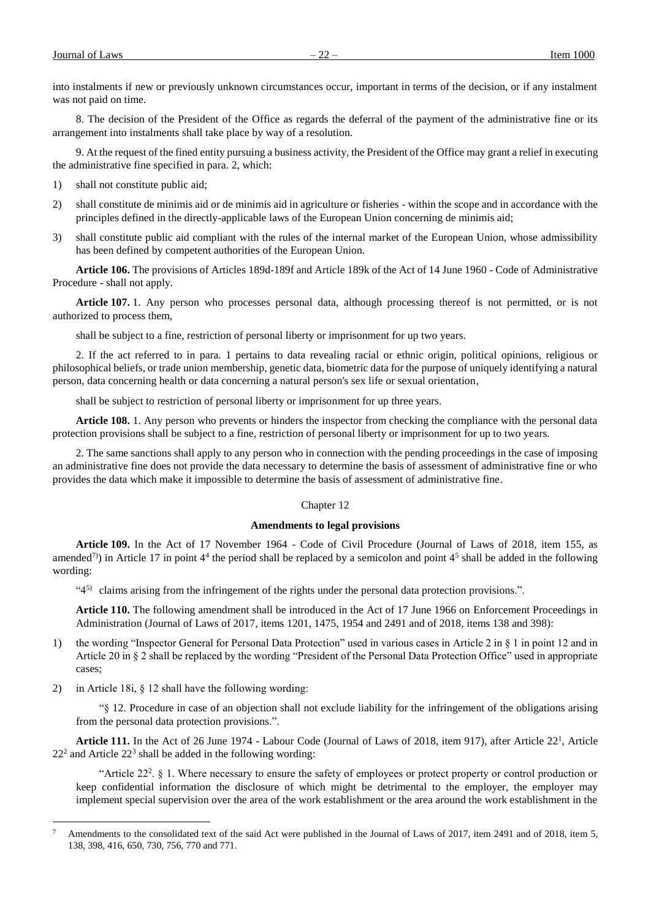into instalments if new or previously unknown circumstances occur, important in terms of the decision, or if any instalment was not paid on time.

8. The decision of the President of the Office as regards the deferral of the payment of the administrative fine or its arrangement into instalments shall take place by way of a resolution.

9. At the request of the fined entity pursuing a business activity, the President of the Office may grant a relief in executing the administrative fine specified in para. 2, which:

1) shall not constitute public aid;
2) shall constitute de minimis aid or de minimis aid in agriculture or fisheries - within the scope and in accordance with the principles defined in the directly-applicable laws of the European Union concerning de minimis aid;
3) shall constitute public aid compliant with the rules of the internal market of the European Union, whose admissibility has been defined by competent authorities of the European Union.

**Article 106.** The provisions of Articles 189d-189f and Article 189k of the Act of 14 June 1960 - Code of Administrative Procedure - shall not apply.

**Article 107.** 1. Any person who processes personal data, although processing thereof is not permitted, or is not authorized to process them,

shall be subject to a fine, restriction of personal liberty or imprisonment for up two years.

2. If the act referred to in para. 1 pertains to data revealing racial or ethnic origin, political opinions, religious or philosophical beliefs, or trade union membership, genetic data, biometric data for the purpose of uniquely identifying a natural person, data concerning health or data concerning a natural person's sex life or sexual orientation,

shall be subject to restriction of personal liberty or imprisonment for up three years.

**Article 108.** 1. Any person who prevents or hinders the inspector from checking the compliance with the personal data protection provisions shall be subject to a fine, restriction of personal liberty or imprisonment for up to two years.

2. The same sanctions shall apply to any person who in connection with the pending proceedings in the case of imposing an administrative fine does not provide the data necessary to determine the basis of assessment of administrative fine or who provides the data which make it impossible to determine the basis of assessment of administrative fine.

## Chapter 12

### Amendments to legal provisions

**Article 109.** In the Act of 17 November 1964 - Code of Civil Procedure (Journal of Laws of 2018, item 155, as amended[7]) in Article 17 in point 4[4] the period shall be replaced by a semicolon and point 4[5] shall be added in the following wording:

"4[5]) claims arising from the infringement of the rights under the personal data protection provisions.".

**Article 110.** The following amendment shall be introduced in the Act of 17 June 1966 on Enforcement Proceedings in Administration (Journal of Laws of 2017, items 1201, 1475, 1954 and 2491 and of 2018, items 138 and 398):

1) the wording "Inspector General for Personal Data Protection" used in various cases in Article 2 in § 1 in point 12 and in Article 20 in § 2 shall be replaced by the wording "President of the Personal Data Protection Office" used in appropriate cases;
2) in Article 18i, § 12 shall have the following wording:

"§ 12. Procedure in case of an objection shall not exclude liability for the infringement of the obligations arising from the personal data protection provisions.".

**Article 111.** In the Act of 26 June 1974 - Labour Code (Journal of Laws of 2018, item 917), after Article 22[1], Article 22[2] and Article 22[3] shall be added in the following wording:

"Article 22[2]. § 1. Where necessary to ensure the safety of employees or protect property or control production or keep confidential information the disclosure of which might be detrimental to the employer, the employer may implement special supervision over the area of the work establishment or the area around the work establishment in the

[7] Amendments to the consolidated text of the said Act were published in the Journal of Laws of 2017, item 2491 and of 2018, item 5, 138, 398, 416, 650, 730, 756, 770 and 771.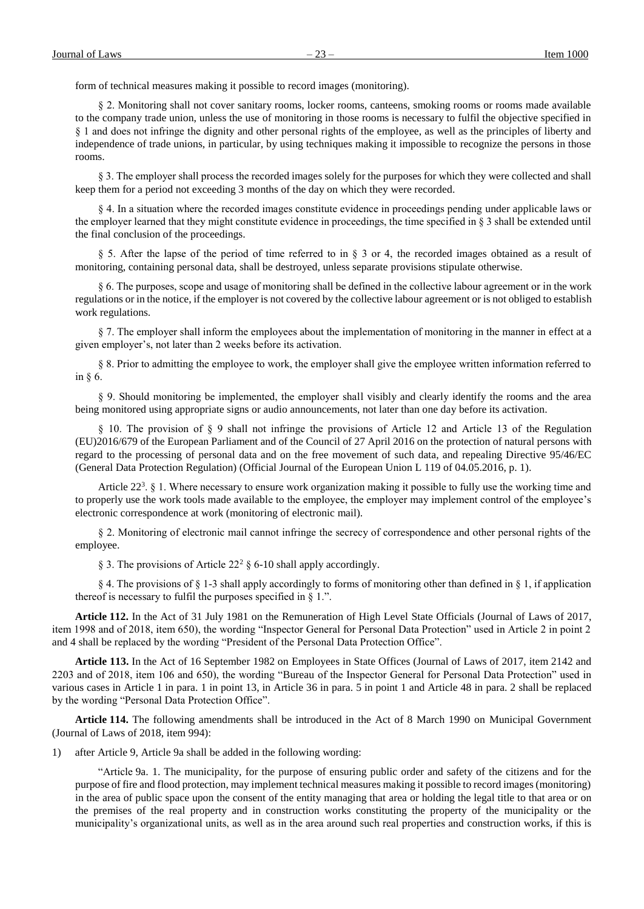form of technical measures making it possible to record images (monitoring).

§ 2. Monitoring shall not cover sanitary rooms, locker rooms, canteens, smoking rooms or rooms made available to the company trade union, unless the use of monitoring in those rooms is necessary to fulfil the objective specified in § 1 and does not infringe the dignity and other personal rights of the employee, as well as the principles of liberty and independence of trade unions, in particular, by using techniques making it impossible to recognize the persons in those rooms.

§ 3. The employer shall process the recorded images solely for the purposes for which they were collected and shall keep them for a period not exceeding 3 months of the day on which they were recorded.

§ 4. In a situation where the recorded images constitute evidence in proceedings pending under applicable laws or the employer learned that they might constitute evidence in proceedings, the time specified in § 3 shall be extended until the final conclusion of the proceedings.

§ 5. After the lapse of the period of time referred to in § 3 or 4, the recorded images obtained as a result of monitoring, containing personal data, shall be destroyed, unless separate provisions stipulate otherwise.

§ 6. The purposes, scope and usage of monitoring shall be defined in the collective labour agreement or in the work regulations or in the notice, if the employer is not covered by the collective labour agreement or is not obliged to establish work regulations.

§ 7. The employer shall inform the employees about the implementation of monitoring in the manner in effect at a given employer's, not later than 2 weeks before its activation.

§ 8. Prior to admitting the employee to work, the employer shall give the employee written information referred to in § 6.

§ 9. Should monitoring be implemented, the employer shall visibly and clearly identify the rooms and the area being monitored using appropriate signs or audio announcements, not later than one day before its activation.

§ 10. The provision of § 9 shall not infringe the provisions of Article 12 and Article 13 of the Regulation (EU)2016/679 of the European Parliament and of the Council of 27 April 2016 on the protection of natural persons with regard to the processing of personal data and on the free movement of such data, and repealing Directive 95/46/EC (General Data Protection Regulation) (Official Journal of the European Union L 119 of 04.05.2016, p. 1).

Article $22^3$. § 1. Where necessary to ensure work organization making it possible to fully use the working time and to properly use the work tools made available to the employee, the employer may implement control of the employee's electronic correspondence at work (monitoring of electronic mail).

§ 2. Monitoring of electronic mail cannot infringe the secrecy of correspondence and other personal rights of the employee.

§ 3. The provisions of Article $22^2$ § 6-10 shall apply accordingly.

§ 4. The provisions of § 1-3 shall apply accordingly to forms of monitoring other than defined in § 1, if application thereof is necessary to fulfil the purposes specified in § 1.".

**Article 112.** In the Act of 31 July 1981 on the Remuneration of High Level State Officials (Journal of Laws of 2017, item 1998 and of 2018, item 650), the wording "Inspector General for Personal Data Protection" used in Article 2 in point 2 and 4 shall be replaced by the wording "President of the Personal Data Protection Office".

**Article 113.** In the Act of 16 September 1982 on Employees in State Offices (Journal of Laws of 2017, item 2142 and 2203 and of 2018, item 106 and 650), the wording "Bureau of the Inspector General for Personal Data Protection" used in various cases in Article 1 in para. 1 in point 13, in Article 36 in para. 5 in point 1 and Article 48 in para. 2 shall be replaced by the wording "Personal Data Protection Office".

**Article 114.** The following amendments shall be introduced in the Act of 8 March 1990 on Municipal Government (Journal of Laws of 2018, item 994):

1) after Article 9, Article 9a shall be added in the following wording:

"Article 9a. 1. The municipality, for the purpose of ensuring public order and safety of the citizens and for the purpose of fire and flood protection, may implement technical measures making it possible to record images (monitoring) in the area of public space upon the consent of the entity managing that area or holding the legal title to that area or on the premises of the real property and in construction works constituting the property of the municipality or the municipality's organizational units, as well as in the area around such real properties and construction works, if this is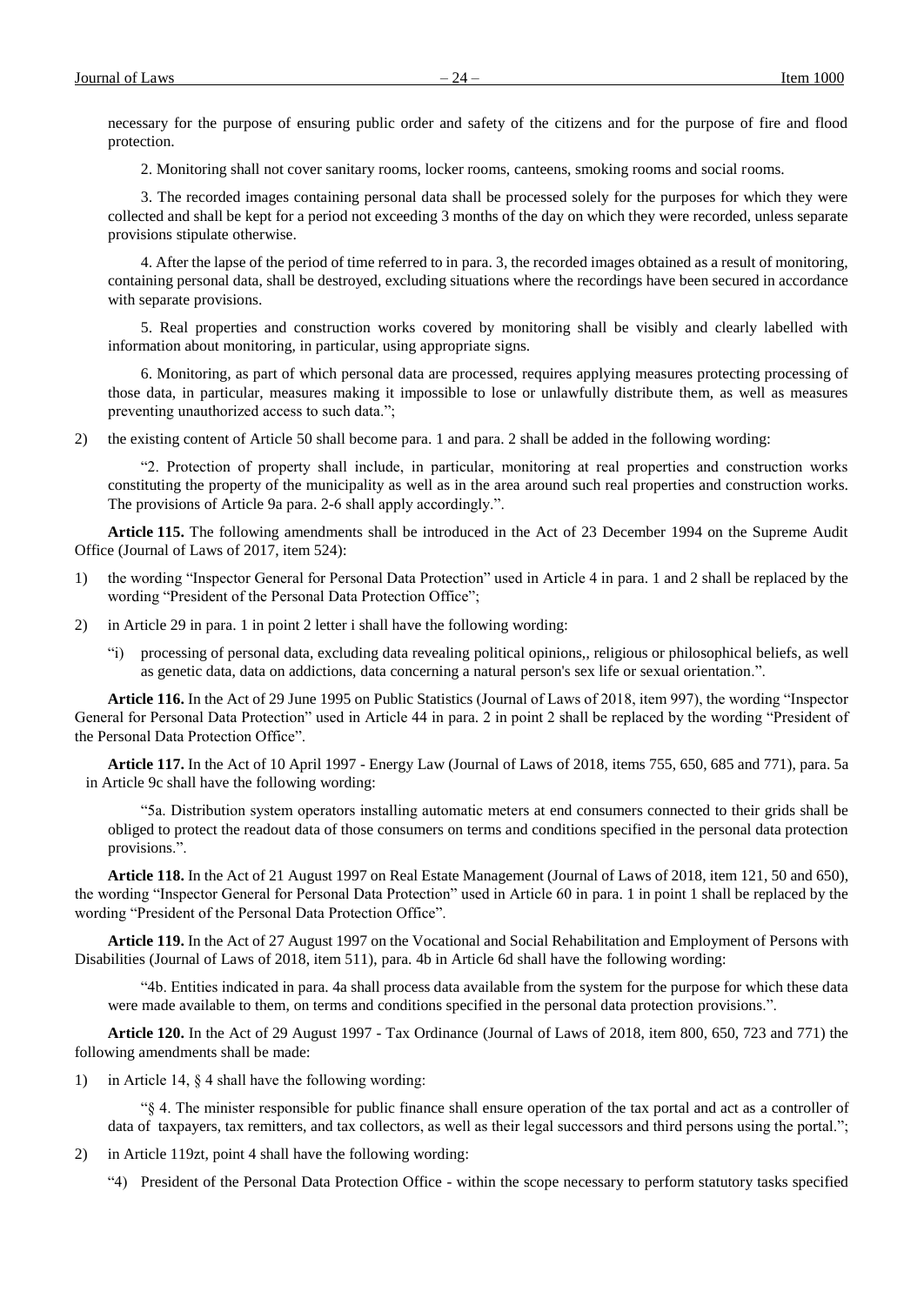necessary for the purpose of ensuring public order and safety of the citizens and for the purpose of fire and flood protection.

2. Monitoring shall not cover sanitary rooms, locker rooms, canteens, smoking rooms and social rooms.

3. The recorded images containing personal data shall be processed solely for the purposes for which they were collected and shall be kept for a period not exceeding 3 months of the day on which they were recorded, unless separate provisions stipulate otherwise.

4. After the lapse of the period of time referred to in para. 3, the recorded images obtained as a result of monitoring, containing personal data, shall be destroyed, excluding situations where the recordings have been secured in accordance with separate provisions.

5. Real properties and construction works covered by monitoring shall be visibly and clearly labelled with information about monitoring, in particular, using appropriate signs.

6. Monitoring, as part of which personal data are processed, requires applying measures protecting processing of those data, in particular, measures making it impossible to lose or unlawfully distribute them, as well as measures preventing unauthorized access to such data.";

2) the existing content of Article 50 shall become para. 1 and para. 2 shall be added in the following wording:

"2. Protection of property shall include, in particular, monitoring at real properties and construction works constituting the property of the municipality as well as in the area around such real properties and construction works. The provisions of Article 9a para. 2-6 shall apply accordingly.".

**Article 115.** The following amendments shall be introduced in the Act of 23 December 1994 on the Supreme Audit Office (Journal of Laws of 2017, item 524):

1) the wording "Inspector General for Personal Data Protection" used in Article 4 in para. 1 and 2 shall be replaced by the wording "President of the Personal Data Protection Office";

2) in Article 29 in para. 1 in point 2 letter i shall have the following wording:

   "i) processing of personal data, excluding data revealing political opinions,, religious or philosophical beliefs, as well as genetic data, data on addictions, data concerning a natural person's sex life or sexual orientation.".

**Article 116.** In the Act of 29 June 1995 on Public Statistics (Journal of Laws of 2018, item 997), the wording "Inspector General for Personal Data Protection" used in Article 44 in para. 2 in point 2 shall be replaced by the wording "President of the Personal Data Protection Office".

**Article 117.** In the Act of 10 April 1997 - Energy Law (Journal of Laws of 2018, items 755, 650, 685 and 771), para. 5a in Article 9c shall have the following wording:

"5a. Distribution system operators installing automatic meters at end consumers connected to their grids shall be obliged to protect the readout data of those consumers on terms and conditions specified in the personal data protection provisions.".

**Article 118.** In the Act of 21 August 1997 on Real Estate Management (Journal of Laws of 2018, item 121, 50 and 650), the wording "Inspector General for Personal Data Protection" used in Article 60 in para. 1 in point 1 shall be replaced by the wording "President of the Personal Data Protection Office".

**Article 119.** In the Act of 27 August 1997 on the Vocational and Social Rehabilitation and Employment of Persons with Disabilities (Journal of Laws of 2018, item 511), para. 4b in Article 6d shall have the following wording:

"4b. Entities indicated in para. 4a shall process data available from the system for the purpose for which these data were made available to them, on terms and conditions specified in the personal data protection provisions.".

**Article 120.** In the Act of 29 August 1997 - Tax Ordinance (Journal of Laws of 2018, item 800, 650, 723 and 771) the following amendments shall be made:

1) in Article 14, § 4 shall have the following wording:

"§ 4. The minister responsible for public finance shall ensure operation of the tax portal and act as a controller of data of taxpayers, tax remitters, and tax collectors, as well as their legal successors and third persons using the portal.";

2) in Article 119zt, point 4 shall have the following wording:

   "4) President of the Personal Data Protection Office - within the scope necessary to perform statutory tasks specified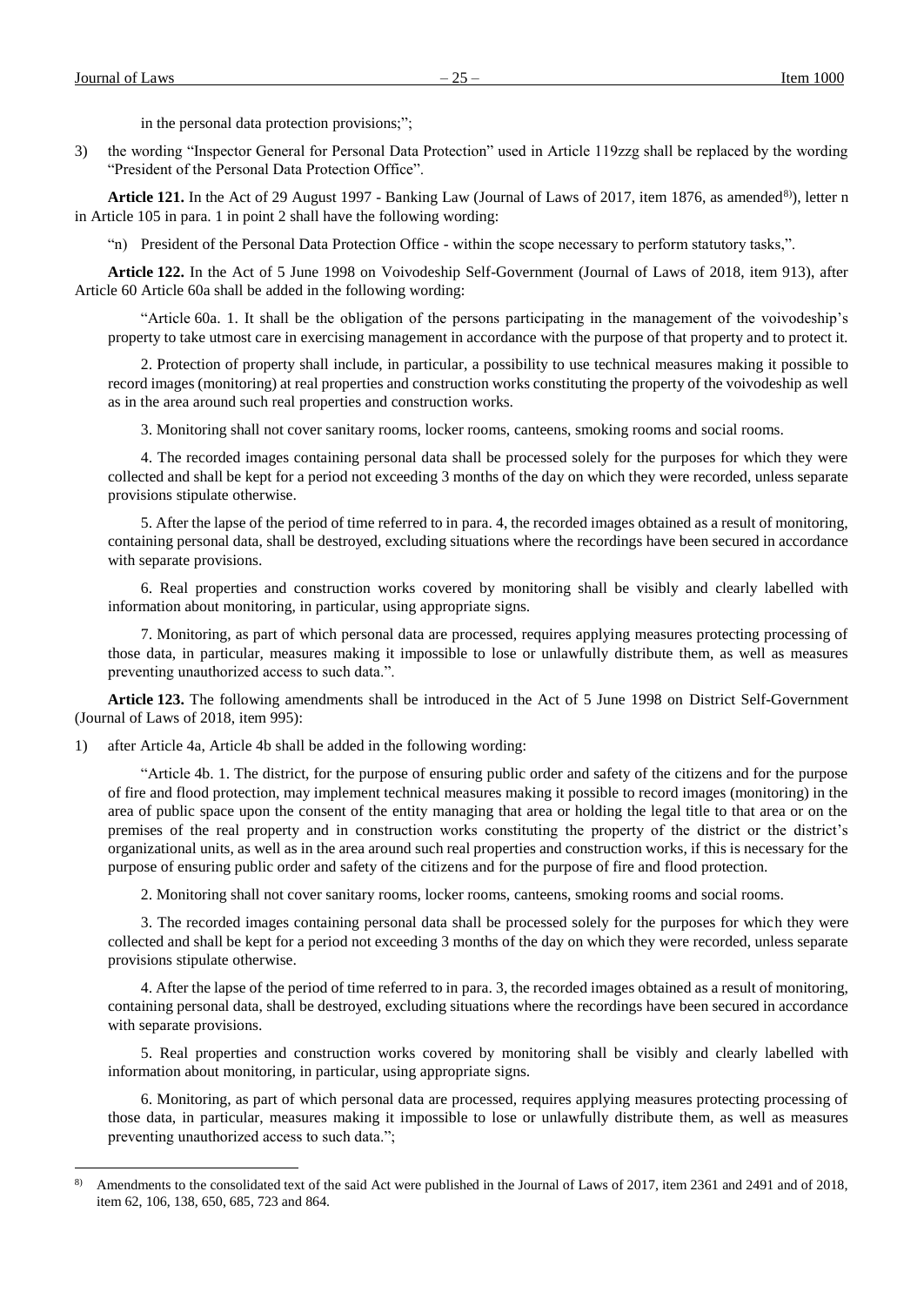in the personal data protection provisions;";

3) the wording "Inspector General for Personal Data Protection" used in Article 119zzg shall be replaced by the wording "President of the Personal Data Protection Office".

**Article 121.** In the Act of 29 August 1997 - Banking Law (Journal of Laws of 2017, item 1876, as amended[8]), letter n in Article 105 in para. 1 in point 2 shall have the following wording:

"n) President of the Personal Data Protection Office - within the scope necessary to perform statutory tasks,".

**Article 122.** In the Act of 5 June 1998 on Voivodeship Self-Government (Journal of Laws of 2018, item 913), after Article 60 Article 60a shall be added in the following wording:

"Article 60a. 1. It shall be the obligation of the persons participating in the management of the voivodeship's property to take utmost care in exercising management in accordance with the purpose of that property and to protect it.

2. Protection of property shall include, in particular, a possibility to use technical measures making it possible to record images (monitoring) at real properties and construction works constituting the property of the voivodeship as well as in the area around such real properties and construction works.

3. Monitoring shall not cover sanitary rooms, locker rooms, canteens, smoking rooms and social rooms.

4. The recorded images containing personal data shall be processed solely for the purposes for which they were collected and shall be kept for a period not exceeding 3 months of the day on which they were recorded, unless separate provisions stipulate otherwise.

5. After the lapse of the period of time referred to in para. 4, the recorded images obtained as a result of monitoring, containing personal data, shall be destroyed, excluding situations where the recordings have been secured in accordance with separate provisions.

6. Real properties and construction works covered by monitoring shall be visibly and clearly labelled with information about monitoring, in particular, using appropriate signs.

7. Monitoring, as part of which personal data are processed, requires applying measures protecting processing of those data, in particular, measures making it impossible to lose or unlawfully distribute them, as well as measures preventing unauthorized access to such data.".

**Article 123.** The following amendments shall be introduced in the Act of 5 June 1998 on District Self-Government (Journal of Laws of 2018, item 995):

1) after Article 4a, Article 4b shall be added in the following wording:

"Article 4b. 1. The district, for the purpose of ensuring public order and safety of the citizens and for the purpose of fire and flood protection, may implement technical measures making it possible to record images (monitoring) in the area of public space upon the consent of the entity managing that area or holding the legal title to that area or on the premises of the real property and in construction works constituting the property of the district or the district's organizational units, as well as in the area around such real properties and construction works, if this is necessary for the purpose of ensuring public order and safety of the citizens and for the purpose of fire and flood protection.

2. Monitoring shall not cover sanitary rooms, locker rooms, canteens, smoking rooms and social rooms.

3. The recorded images containing personal data shall be processed solely for the purposes for which they were collected and shall be kept for a period not exceeding 3 months of the day on which they were recorded, unless separate provisions stipulate otherwise.

4. After the lapse of the period of time referred to in para. 3, the recorded images obtained as a result of monitoring, containing personal data, shall be destroyed, excluding situations where the recordings have been secured in accordance with separate provisions.

5. Real properties and construction works covered by monitoring shall be visibly and clearly labelled with information about monitoring, in particular, using appropriate signs.

6. Monitoring, as part of which personal data are processed, requires applying measures protecting processing of those data, in particular, measures making it impossible to lose or unlawfully distribute them, as well as measures preventing unauthorized access to such data.";

---

[8] Amendments to the consolidated text of the said Act were published in the Journal of Laws of 2017, item 2361 and 2491 and of 2018, item 62, 106, 138, 650, 685, 723 and 864.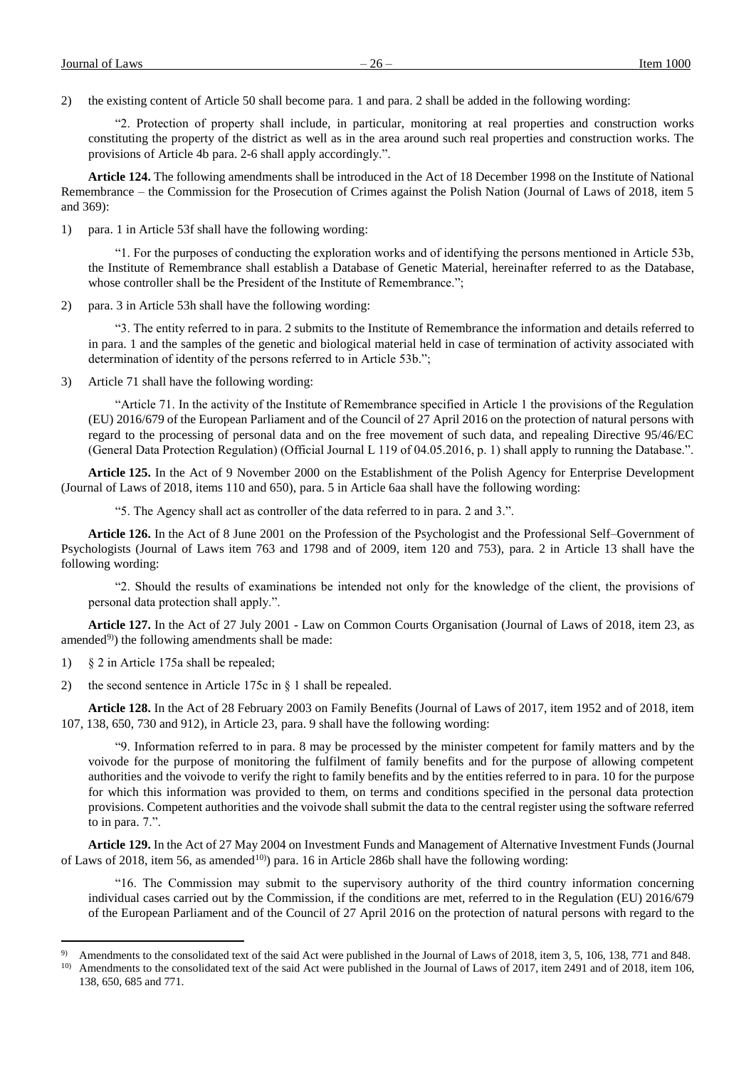2) the existing content of Article 50 shall become para. 1 and para. 2 shall be added in the following wording:

"2. Protection of property shall include, in particular, monitoring at real properties and construction works constituting the property of the district as well as in the area around such real properties and construction works. The provisions of Article 4b para. 2-6 shall apply accordingly.".

**Article 124.** The following amendments shall be introduced in the Act of 18 December 1998 on the Institute of National Remembrance – the Commission for the Prosecution of Crimes against the Polish Nation (Journal of Laws of 2018, item 5 and 369):

1) para. 1 in Article 53f shall have the following wording:

"1. For the purposes of conducting the exploration works and of identifying the persons mentioned in Article 53b, the Institute of Remembrance shall establish a Database of Genetic Material, hereinafter referred to as the Database, whose controller shall be the President of the Institute of Remembrance.";

2) para. 3 in Article 53h shall have the following wording:

"3. The entity referred to in para. 2 submits to the Institute of Remembrance the information and details referred to in para. 1 and the samples of the genetic and biological material held in case of termination of activity associated with determination of identity of the persons referred to in Article 53b.";

3) Article 71 shall have the following wording:

"Article 71. In the activity of the Institute of Remembrance specified in Article 1 the provisions of the Regulation (EU) 2016/679 of the European Parliament and of the Council of 27 April 2016 on the protection of natural persons with regard to the processing of personal data and on the free movement of such data, and repealing Directive 95/46/EC (General Data Protection Regulation) (Official Journal L 119 of 04.05.2016, p. 1) shall apply to running the Database.".

**Article 125.** In the Act of 9 November 2000 on the Establishment of the Polish Agency for Enterprise Development (Journal of Laws of 2018, items 110 and 650), para. 5 in Article 6aa shall have the following wording:

"5. The Agency shall act as controller of the data referred to in para. 2 and 3.".

**Article 126.** In the Act of 8 June 2001 on the Profession of the Psychologist and the Professional Self–Government of Psychologists (Journal of Laws item 763 and 1798 and of 2009, item 120 and 753), para. 2 in Article 13 shall have the following wording:

"2. Should the results of examinations be intended not only for the knowledge of the client, the provisions of personal data protection shall apply.".

**Article 127.** In the Act of 27 July 2001 - Law on Common Courts Organisation (Journal of Laws of 2018, item 23, as amended[9]) the following amendments shall be made:

1) § 2 in Article 175a shall be repealed;

2) the second sentence in Article 175c in § 1 shall be repealed.

**Article 128.** In the Act of 28 February 2003 on Family Benefits (Journal of Laws of 2017, item 1952 and of 2018, item 107, 138, 650, 730 and 912), in Article 23, para. 9 shall have the following wording:

"9. Information referred to in para. 8 may be processed by the minister competent for family matters and by the voivode for the purpose of monitoring the fulfilment of family benefits and for the purpose of allowing competent authorities and the voivode to verify the right to family benefits and by the entities referred to in para. 10 for the purpose for which this information was provided to them, on terms and conditions specified in the personal data protection provisions. Competent authorities and the voivode shall submit the data to the central register using the software referred to in para. 7.".

**Article 129.** In the Act of 27 May 2004 on Investment Funds and Management of Alternative Investment Funds (Journal of Laws of 2018, item 56, as amended[10]) para. 16 in Article 286b shall have the following wording:

"16. The Commission may submit to the supervisory authority of the third country information concerning individual cases carried out by the Commission, if the conditions are met, referred to in the Regulation (EU) 2016/679 of the European Parliament and of the Council of 27 April 2016 on the protection of natural persons with regard to the

---

[9] Amendments to the consolidated text of the said Act were published in the Journal of Laws of 2018, item 3, 5, 106, 138, 771 and 848.

[10] Amendments to the consolidated text of the said Act were published in the Journal of Laws of 2017, item 2491 and of 2018, item 106, 138, 650, 685 and 771.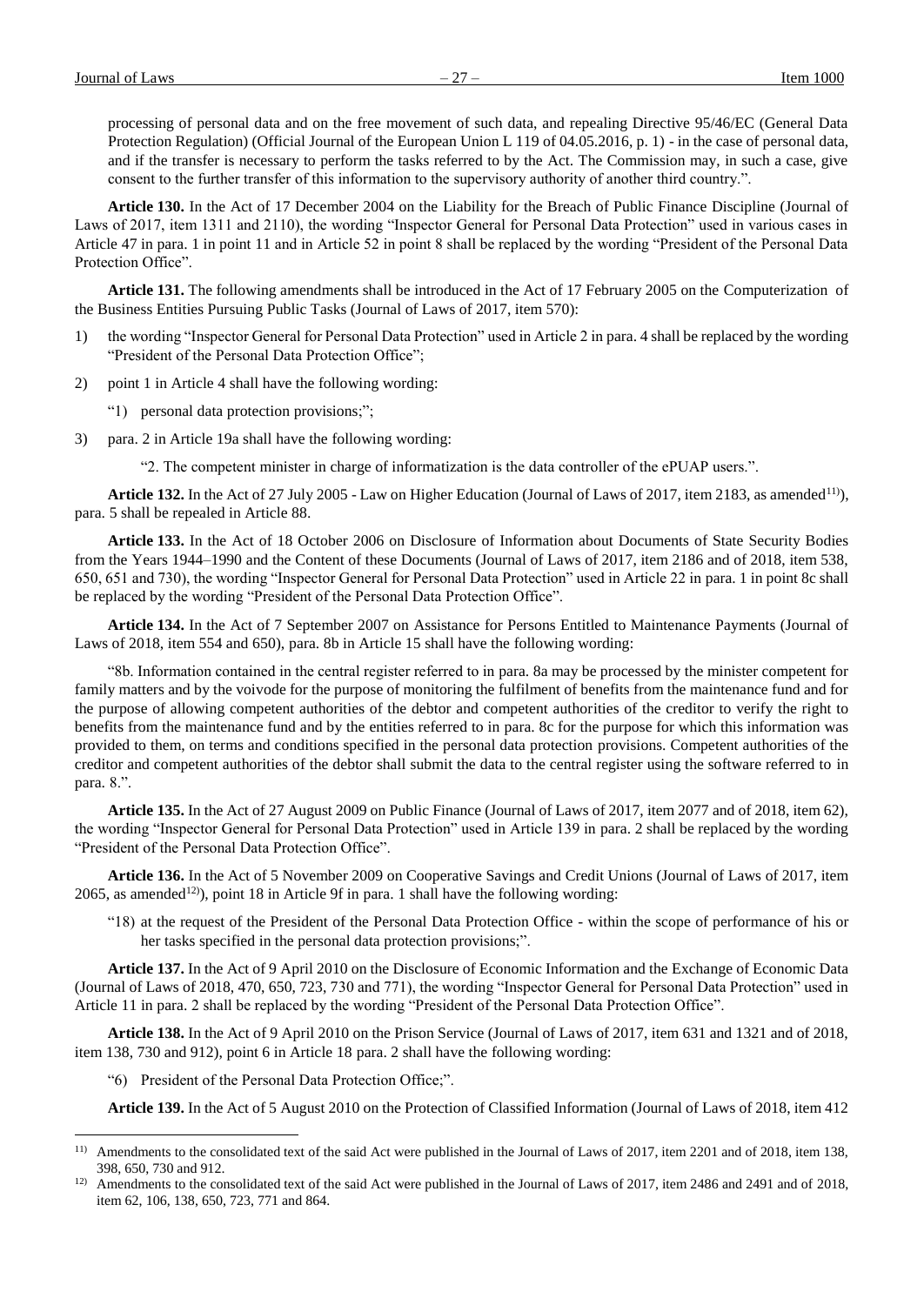processing of personal data and on the free movement of such data, and repealing Directive 95/46/EC (General Data Protection Regulation) (Official Journal of the European Union L 119 of 04.05.2016, p. 1) - in the case of personal data, and if the transfer is necessary to perform the tasks referred to by the Act. The Commission may, in such a case, give consent to the further transfer of this information to the supervisory authority of another third country.".

**Article 130.** In the Act of 17 December 2004 on the Liability for the Breach of Public Finance Discipline (Journal of Laws of 2017, item 1311 and 2110), the wording "Inspector General for Personal Data Protection" used in various cases in Article 47 in para. 1 in point 11 and in Article 52 in point 8 shall be replaced by the wording "President of the Personal Data Protection Office".

**Article 131.** The following amendments shall be introduced in the Act of 17 February 2005 on the Computerization of the Business Entities Pursuing Public Tasks (Journal of Laws of 2017, item 570):

1) the wording "Inspector General for Personal Data Protection" used in Article 2 in para. 4 shall be replaced by the wording "President of the Personal Data Protection Office";
2) point 1 in Article 4 shall have the following wording:

   "1) personal data protection provisions;";
3) para. 2 in Article 19a shall have the following wording:

   "2. The competent minister in charge of informatization is the data controller of the ePUAP users.".

**Article 132.** In the Act of 27 July 2005 - Law on Higher Education (Journal of Laws of 2017, item 2183, as amended[11)]), para. 5 shall be repealed in Article 88.

**Article 133.** In the Act of 18 October 2006 on Disclosure of Information about Documents of State Security Bodies from the Years 1944–1990 and the Content of these Documents (Journal of Laws of 2017, item 2186 and of 2018, item 538, 650, 651 and 730), the wording "Inspector General for Personal Data Protection" used in Article 22 in para. 1 in point 8c shall be replaced by the wording "President of the Personal Data Protection Office".

**Article 134.** In the Act of 7 September 2007 on Assistance for Persons Entitled to Maintenance Payments (Journal of Laws of 2018, item 554 and 650), para. 8b in Article 15 shall have the following wording:

"8b. Information contained in the central register referred to in para. 8a may be processed by the minister competent for family matters and by the voivode for the purpose of monitoring the fulfilment of benefits from the maintenance fund and for the purpose of allowing competent authorities of the debtor and competent authorities of the creditor to verify the right to benefits from the maintenance fund and by the entities referred to in para. 8c for the purpose for which this information was provided to them, on terms and conditions specified in the personal data protection provisions. Competent authorities of the creditor and competent authorities of the debtor shall submit the data to the central register using the software referred to in para. 8.".

**Article 135.** In the Act of 27 August 2009 on Public Finance (Journal of Laws of 2017, item 2077 and of 2018, item 62), the wording "Inspector General for Personal Data Protection" used in Article 139 in para. 2 shall be replaced by the wording "President of the Personal Data Protection Office".

**Article 136.** In the Act of 5 November 2009 on Cooperative Savings and Credit Unions (Journal of Laws of 2017, item 2065, as amended[12)]), point 18 in Article 9f in para. 1 shall have the following wording:

"18) at the request of the President of the Personal Data Protection Office - within the scope of performance of his or her tasks specified in the personal data protection provisions;".

**Article 137.** In the Act of 9 April 2010 on the Disclosure of Economic Information and the Exchange of Economic Data (Journal of Laws of 2018, 470, 650, 723, 730 and 771), the wording "Inspector General for Personal Data Protection" used in Article 11 in para. 2 shall be replaced by the wording "President of the Personal Data Protection Office".

**Article 138.** In the Act of 9 April 2010 on the Prison Service (Journal of Laws of 2017, item 631 and 1321 and of 2018, item 138, 730 and 912), point 6 in Article 18 para. 2 shall have the following wording:

"6) President of the Personal Data Protection Office;".

**Article 139.** In the Act of 5 August 2010 on the Protection of Classified Information (Journal of Laws of 2018, item 412

---

[11)] Amendments to the consolidated text of the said Act were published in the Journal of Laws of 2017, item 2201 and of 2018, item 138, 398, 650, 730 and 912.

[12)] Amendments to the consolidated text of the said Act were published in the Journal of Laws of 2017, item 2486 and 2491 and of 2018, item 62, 106, 138, 650, 723, 771 and 864.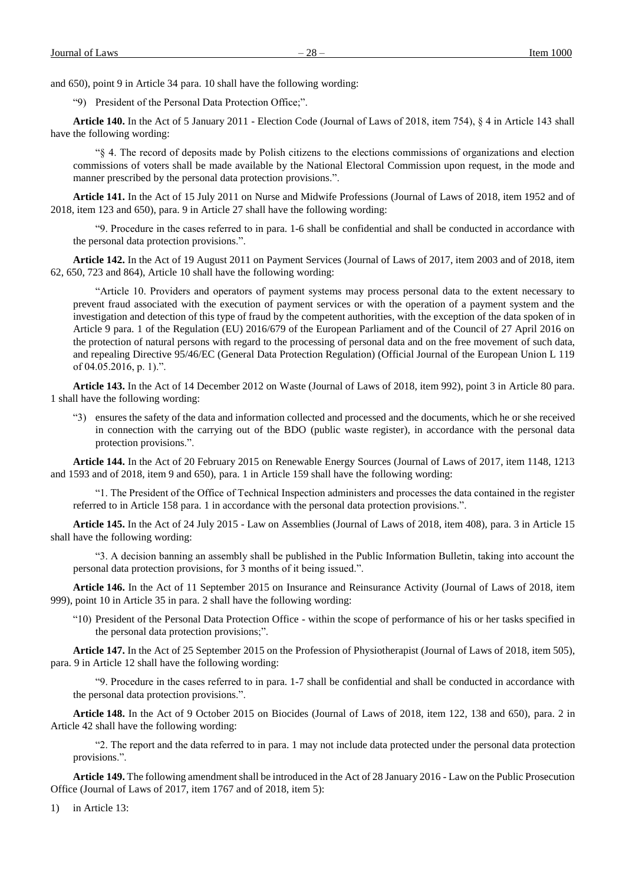and 650), point 9 in Article 34 para. 10 shall have the following wording:

"9) President of the Personal Data Protection Office;".

**Article 140.** In the Act of 5 January 2011 - Election Code (Journal of Laws of 2018, item 754), § 4 in Article 143 shall have the following wording:

"§ 4. The record of deposits made by Polish citizens to the elections commissions of organizations and election commissions of voters shall be made available by the National Electoral Commission upon request, in the mode and manner prescribed by the personal data protection provisions.".

**Article 141.** In the Act of 15 July 2011 on Nurse and Midwife Professions (Journal of Laws of 2018, item 1952 and of 2018, item 123 and 650), para. 9 in Article 27 shall have the following wording:

"9. Procedure in the cases referred to in para. 1-6 shall be confidential and shall be conducted in accordance with the personal data protection provisions.".

**Article 142.** In the Act of 19 August 2011 on Payment Services (Journal of Laws of 2017, item 2003 and of 2018, item 62, 650, 723 and 864), Article 10 shall have the following wording:

"Article 10. Providers and operators of payment systems may process personal data to the extent necessary to prevent fraud associated with the execution of payment services or with the operation of a payment system and the investigation and detection of this type of fraud by the competent authorities, with the exception of the data spoken of in Article 9 para. 1 of the Regulation (EU) 2016/679 of the European Parliament and of the Council of 27 April 2016 on the protection of natural persons with regard to the processing of personal data and on the free movement of such data, and repealing Directive 95/46/EC (General Data Protection Regulation) (Official Journal of the European Union L 119 of 04.05.2016, p. 1).".

**Article 143.** In the Act of 14 December 2012 on Waste (Journal of Laws of 2018, item 992), point 3 in Article 80 para. 1 shall have the following wording:

"3) ensures the safety of the data and information collected and processed and the documents, which he or she received in connection with the carrying out of the BDO (public waste register), in accordance with the personal data protection provisions.".

**Article 144.** In the Act of 20 February 2015 on Renewable Energy Sources (Journal of Laws of 2017, item 1148, 1213 and 1593 and of 2018, item 9 and 650), para. 1 in Article 159 shall have the following wording:

"1. The President of the Office of Technical Inspection administers and processes the data contained in the register referred to in Article 158 para. 1 in accordance with the personal data protection provisions.".

**Article 145.** In the Act of 24 July 2015 - Law on Assemblies (Journal of Laws of 2018, item 408), para. 3 in Article 15 shall have the following wording:

"3. A decision banning an assembly shall be published in the Public Information Bulletin, taking into account the personal data protection provisions, for 3 months of it being issued.".

**Article 146.** In the Act of 11 September 2015 on Insurance and Reinsurance Activity (Journal of Laws of 2018, item 999), point 10 in Article 35 in para. 2 shall have the following wording:

"10) President of the Personal Data Protection Office - within the scope of performance of his or her tasks specified in the personal data protection provisions;".

**Article 147.** In the Act of 25 September 2015 on the Profession of Physiotherapist (Journal of Laws of 2018, item 505), para. 9 in Article 12 shall have the following wording:

"9. Procedure in the cases referred to in para. 1-7 shall be confidential and shall be conducted in accordance with the personal data protection provisions.".

**Article 148.** In the Act of 9 October 2015 on Biocides (Journal of Laws of 2018, item 122, 138 and 650), para. 2 in Article 42 shall have the following wording:

"2. The report and the data referred to in para. 1 may not include data protected under the personal data protection provisions.".

**Article 149.** The following amendment shall be introduced in the Act of 28 January 2016 - Law on the Public Prosecution Office (Journal of Laws of 2017, item 1767 and of 2018, item 5):

1) in Article 13: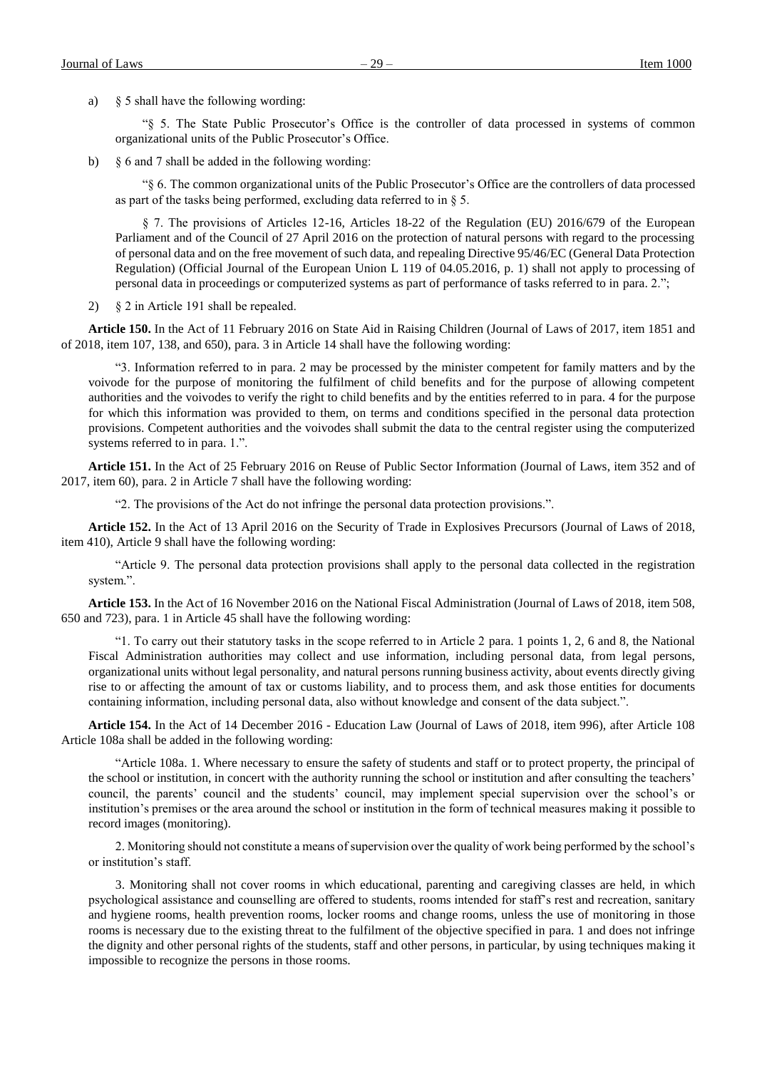a) § 5 shall have the following wording:

"§ 5. The State Public Prosecutor's Office is the controller of data processed in systems of common organizational units of the Public Prosecutor's Office.

b) § 6 and 7 shall be added in the following wording:

"§ 6. The common organizational units of the Public Prosecutor's Office are the controllers of data processed as part of the tasks being performed, excluding data referred to in § 5.

§ 7. The provisions of Articles 12-16, Articles 18-22 of the Regulation (EU) 2016/679 of the European Parliament and of the Council of 27 April 2016 on the protection of natural persons with regard to the processing of personal data and on the free movement of such data, and repealing Directive 95/46/EC (General Data Protection Regulation) (Official Journal of the European Union L 119 of 04.05.2016, p. 1) shall not apply to processing of personal data in proceedings or computerized systems as part of performance of tasks referred to in para. 2.";

2) § 2 in Article 191 shall be repealed.

**Article 150.** In the Act of 11 February 2016 on State Aid in Raising Children (Journal of Laws of 2017, item 1851 and of 2018, item 107, 138, and 650), para. 3 in Article 14 shall have the following wording:

"3. Information referred to in para. 2 may be processed by the minister competent for family matters and by the voivode for the purpose of monitoring the fulfilment of child benefits and for the purpose of allowing competent authorities and the voivodes to verify the right to child benefits and by the entities referred to in para. 4 for the purpose for which this information was provided to them, on terms and conditions specified in the personal data protection provisions. Competent authorities and the voivodes shall submit the data to the central register using the computerized systems referred to in para. 1.".

**Article 151.** In the Act of 25 February 2016 on Reuse of Public Sector Information (Journal of Laws, item 352 and of 2017, item 60), para. 2 in Article 7 shall have the following wording:

"2. The provisions of the Act do not infringe the personal data protection provisions.".

**Article 152.** In the Act of 13 April 2016 on the Security of Trade in Explosives Precursors (Journal of Laws of 2018, item 410), Article 9 shall have the following wording:

"Article 9. The personal data protection provisions shall apply to the personal data collected in the registration system.".

**Article 153.** In the Act of 16 November 2016 on the National Fiscal Administration (Journal of Laws of 2018, item 508, 650 and 723), para. 1 in Article 45 shall have the following wording:

"1. To carry out their statutory tasks in the scope referred to in Article 2 para. 1 points 1, 2, 6 and 8, the National Fiscal Administration authorities may collect and use information, including personal data, from legal persons, organizational units without legal personality, and natural persons running business activity, about events directly giving rise to or affecting the amount of tax or customs liability, and to process them, and ask those entities for documents containing information, including personal data, also without knowledge and consent of the data subject.".

**Article 154.** In the Act of 14 December 2016 - Education Law (Journal of Laws of 2018, item 996), after Article 108 Article 108a shall be added in the following wording:

"Article 108a. 1. Where necessary to ensure the safety of students and staff or to protect property, the principal of the school or institution, in concert with the authority running the school or institution and after consulting the teachers' council, the parents' council and the students' council, may implement special supervision over the school's or institution's premises or the area around the school or institution in the form of technical measures making it possible to record images (monitoring).

2. Monitoring should not constitute a means of supervision over the quality of work being performed by the school's or institution's staff.

3. Monitoring shall not cover rooms in which educational, parenting and caregiving classes are held, in which psychological assistance and counselling are offered to students, rooms intended for staff's rest and recreation, sanitary and hygiene rooms, health prevention rooms, locker rooms and change rooms, unless the use of monitoring in those rooms is necessary due to the existing threat to the fulfilment of the objective specified in para. 1 and does not infringe the dignity and other personal rights of the students, staff and other persons, in particular, by using techniques making it impossible to recognize the persons in those rooms.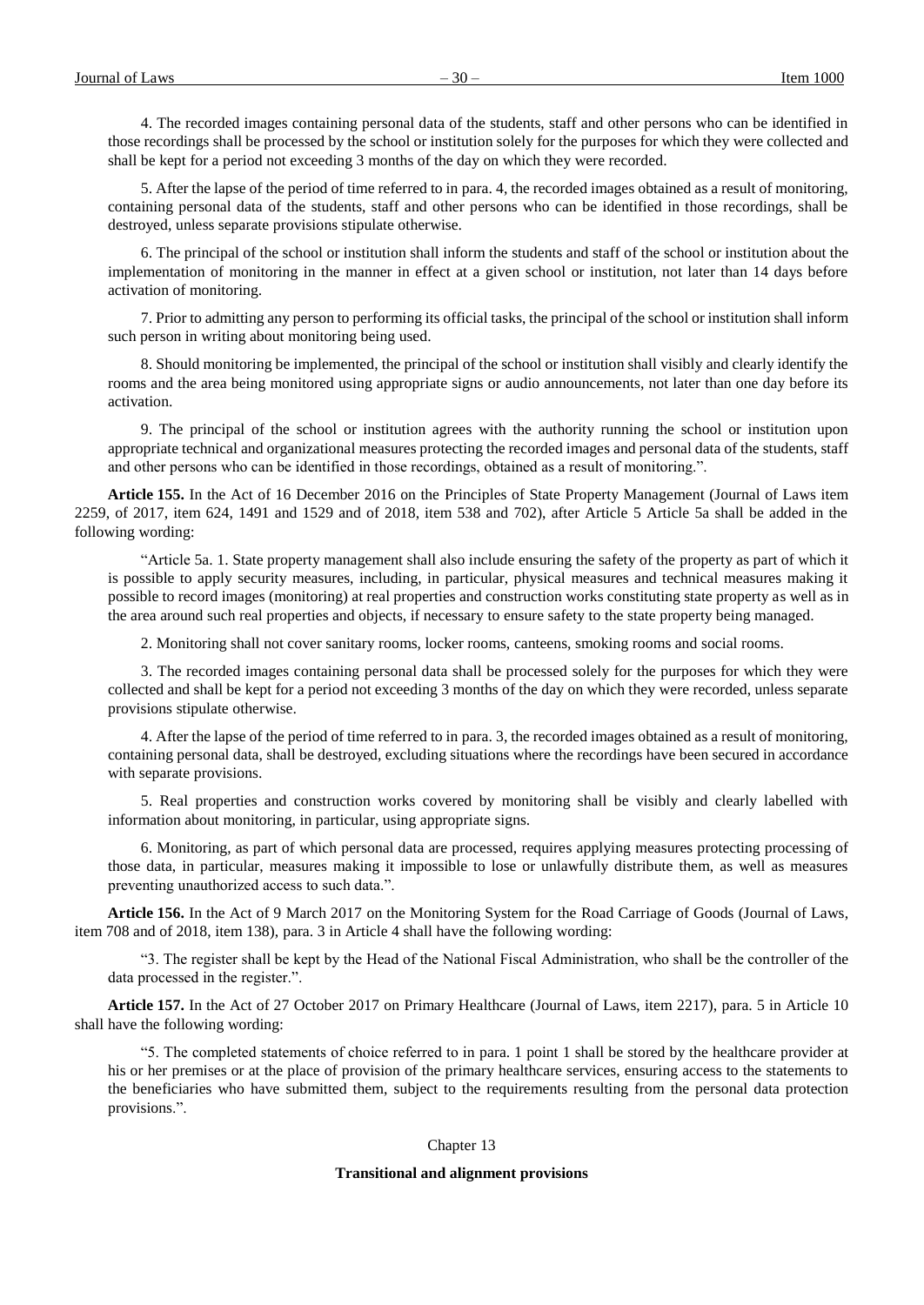4. The recorded images containing personal data of the students, staff and other persons who can be identified in those recordings shall be processed by the school or institution solely for the purposes for which they were collected and shall be kept for a period not exceeding 3 months of the day on which they were recorded.

5. After the lapse of the period of time referred to in para. 4, the recorded images obtained as a result of monitoring, containing personal data of the students, staff and other persons who can be identified in those recordings, shall be destroyed, unless separate provisions stipulate otherwise.

6. The principal of the school or institution shall inform the students and staff of the school or institution about the implementation of monitoring in the manner in effect at a given school or institution, not later than 14 days before activation of monitoring.

7. Prior to admitting any person to performing its official tasks, the principal of the school or institution shall inform such person in writing about monitoring being used.

8. Should monitoring be implemented, the principal of the school or institution shall visibly and clearly identify the rooms and the area being monitored using appropriate signs or audio announcements, not later than one day before its activation.

9. The principal of the school or institution agrees with the authority running the school or institution upon appropriate technical and organizational measures protecting the recorded images and personal data of the students, staff and other persons who can be identified in those recordings, obtained as a result of monitoring.".

**Article 155.** In the Act of 16 December 2016 on the Principles of State Property Management (Journal of Laws item 2259, of 2017, item 624, 1491 and 1529 and of 2018, item 538 and 702), after Article 5 Article 5a shall be added in the following wording:

"Article 5a. 1. State property management shall also include ensuring the safety of the property as part of which it is possible to apply security measures, including, in particular, physical measures and technical measures making it possible to record images (monitoring) at real properties and construction works constituting state property as well as in the area around such real properties and objects, if necessary to ensure safety to the state property being managed.

2. Monitoring shall not cover sanitary rooms, locker rooms, canteens, smoking rooms and social rooms.

3. The recorded images containing personal data shall be processed solely for the purposes for which they were collected and shall be kept for a period not exceeding 3 months of the day on which they were recorded, unless separate provisions stipulate otherwise.

4. After the lapse of the period of time referred to in para. 3, the recorded images obtained as a result of monitoring, containing personal data, shall be destroyed, excluding situations where the recordings have been secured in accordance with separate provisions.

5. Real properties and construction works covered by monitoring shall be visibly and clearly labelled with information about monitoring, in particular, using appropriate signs.

6. Monitoring, as part of which personal data are processed, requires applying measures protecting processing of those data, in particular, measures making it impossible to lose or unlawfully distribute them, as well as measures preventing unauthorized access to such data.".

**Article 156.** In the Act of 9 March 2017 on the Monitoring System for the Road Carriage of Goods (Journal of Laws, item 708 and of 2018, item 138), para. 3 in Article 4 shall have the following wording:

"3. The register shall be kept by the Head of the National Fiscal Administration, who shall be the controller of the data processed in the register.".

**Article 157.** In the Act of 27 October 2017 on Primary Healthcare (Journal of Laws, item 2217), para. 5 in Article 10 shall have the following wording:

"5. The completed statements of choice referred to in para. 1 point 1 shall be stored by the healthcare provider at his or her premises or at the place of provision of the primary healthcare services, ensuring access to the statements to the beneficiaries who have submitted them, subject to the requirements resulting from the personal data protection provisions.".

## Chapter 13

## Transitional and alignment provisions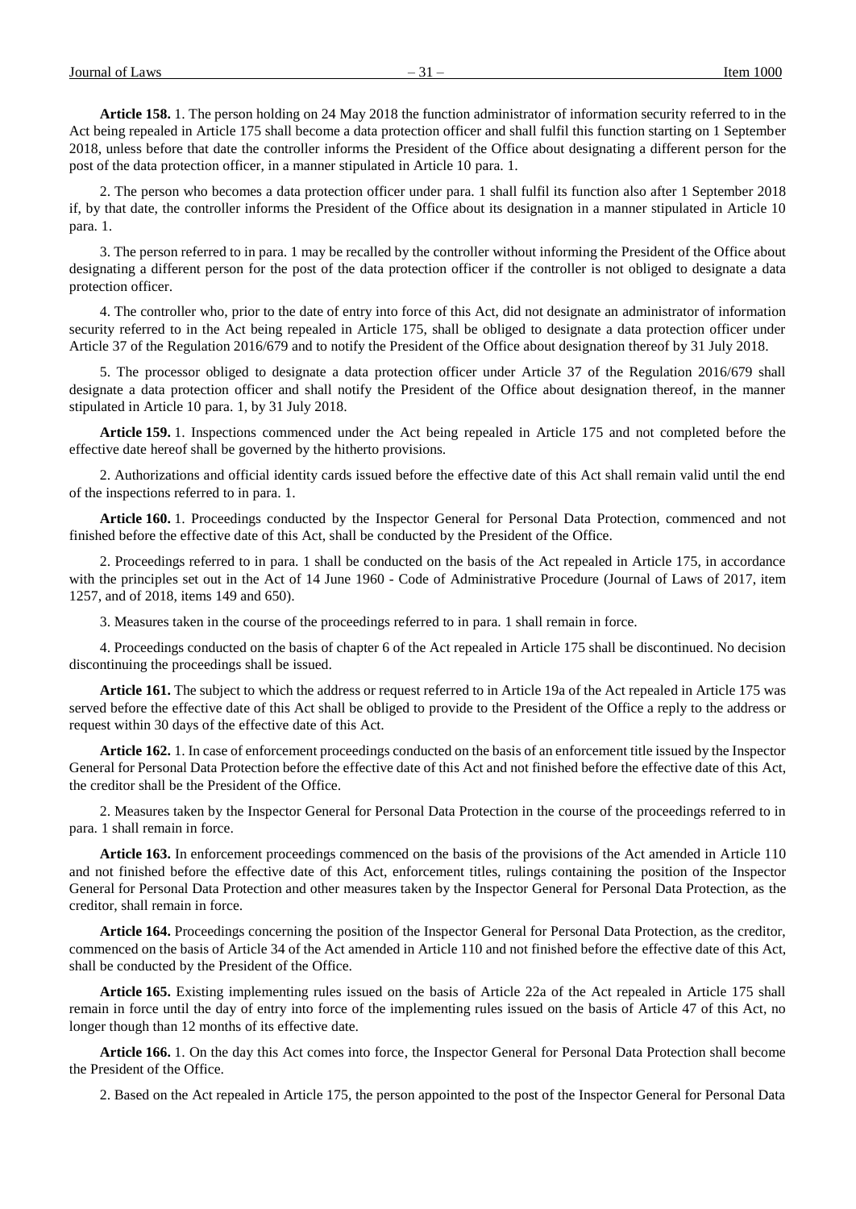**Article 158.** 1. The person holding on 24 May 2018 the function administrator of information security referred to in the Act being repealed in Article 175 shall become a data protection officer and shall fulfil this function starting on 1 September 2018, unless before that date the controller informs the President of the Office about designating a different person for the post of the data protection officer, in a manner stipulated in Article 10 para. 1.

2. The person who becomes a data protection officer under para. 1 shall fulfil its function also after 1 September 2018 if, by that date, the controller informs the President of the Office about its designation in a manner stipulated in Article 10 para. 1.

3. The person referred to in para. 1 may be recalled by the controller without informing the President of the Office about designating a different person for the post of the data protection officer if the controller is not obliged to designate a data protection officer.

4. The controller who, prior to the date of entry into force of this Act, did not designate an administrator of information security referred to in the Act being repealed in Article 175, shall be obliged to designate a data protection officer under Article 37 of the Regulation 2016/679 and to notify the President of the Office about designation thereof by 31 July 2018.

5. The processor obliged to designate a data protection officer under Article 37 of the Regulation 2016/679 shall designate a data protection officer and shall notify the President of the Office about designation thereof, in the manner stipulated in Article 10 para. 1, by 31 July 2018.

**Article 159.** 1. Inspections commenced under the Act being repealed in Article 175 and not completed before the effective date hereof shall be governed by the hitherto provisions.

2. Authorizations and official identity cards issued before the effective date of this Act shall remain valid until the end of the inspections referred to in para. 1.

**Article 160.** 1. Proceedings conducted by the Inspector General for Personal Data Protection, commenced and not finished before the effective date of this Act, shall be conducted by the President of the Office.

2. Proceedings referred to in para. 1 shall be conducted on the basis of the Act repealed in Article 175, in accordance with the principles set out in the Act of 14 June 1960 - Code of Administrative Procedure (Journal of Laws of 2017, item 1257, and of 2018, items 149 and 650).

3. Measures taken in the course of the proceedings referred to in para. 1 shall remain in force.

4. Proceedings conducted on the basis of chapter 6 of the Act repealed in Article 175 shall be discontinued. No decision discontinuing the proceedings shall be issued.

**Article 161.** The subject to which the address or request referred to in Article 19a of the Act repealed in Article 175 was served before the effective date of this Act shall be obliged to provide to the President of the Office a reply to the address or request within 30 days of the effective date of this Act.

**Article 162.** 1. In case of enforcement proceedings conducted on the basis of an enforcement title issued by the Inspector General for Personal Data Protection before the effective date of this Act and not finished before the effective date of this Act, the creditor shall be the President of the Office.

2. Measures taken by the Inspector General for Personal Data Protection in the course of the proceedings referred to in para. 1 shall remain in force.

**Article 163.** In enforcement proceedings commenced on the basis of the provisions of the Act amended in Article 110 and not finished before the effective date of this Act, enforcement titles, rulings containing the position of the Inspector General for Personal Data Protection and other measures taken by the Inspector General for Personal Data Protection, as the creditor, shall remain in force.

**Article 164.** Proceedings concerning the position of the Inspector General for Personal Data Protection, as the creditor, commenced on the basis of Article 34 of the Act amended in Article 110 and not finished before the effective date of this Act, shall be conducted by the President of the Office.

**Article 165.** Existing implementing rules issued on the basis of Article 22a of the Act repealed in Article 175 shall remain in force until the day of entry into force of the implementing rules issued on the basis of Article 47 of this Act, no longer though than 12 months of its effective date.

**Article 166.** 1. On the day this Act comes into force, the Inspector General for Personal Data Protection shall become the President of the Office.

2. Based on the Act repealed in Article 175, the person appointed to the post of the Inspector General for Personal Data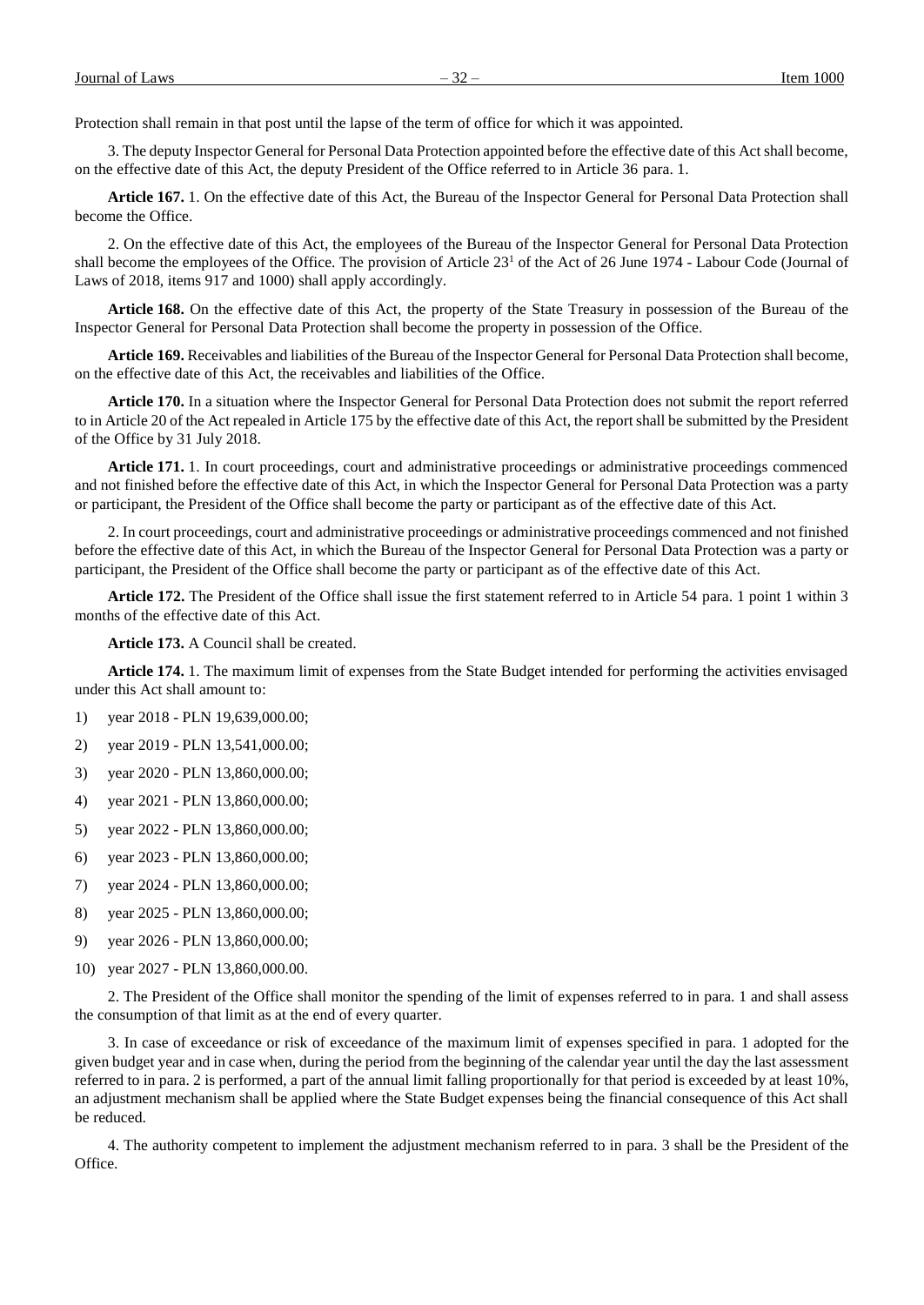Protection shall remain in that post until the lapse of the term of office for which it was appointed.

3. The deputy Inspector General for Personal Data Protection appointed before the effective date of this Act shall become, on the effective date of this Act, the deputy President of the Office referred to in Article 36 para. 1.

**Article 167.** 1. On the effective date of this Act, the Bureau of the Inspector General for Personal Data Protection shall become the Office.

2. On the effective date of this Act, the employees of the Bureau of the Inspector General for Personal Data Protection shall become the employees of the Office. The provision of Article 23[1] of the Act of 26 June 1974 - Labour Code (Journal of Laws of 2018, items 917 and 1000) shall apply accordingly.

**Article 168.** On the effective date of this Act, the property of the State Treasury in possession of the Bureau of the Inspector General for Personal Data Protection shall become the property in possession of the Office.

**Article 169.** Receivables and liabilities of the Bureau of the Inspector General for Personal Data Protection shall become, on the effective date of this Act, the receivables and liabilities of the Office.

**Article 170.** In a situation where the Inspector General for Personal Data Protection does not submit the report referred to in Article 20 of the Act repealed in Article 175 by the effective date of this Act, the report shall be submitted by the President of the Office by 31 July 2018.

**Article 171.** 1. In court proceedings, court and administrative proceedings or administrative proceedings commenced and not finished before the effective date of this Act, in which the Inspector General for Personal Data Protection was a party or participant, the President of the Office shall become the party or participant as of the effective date of this Act.

2. In court proceedings, court and administrative proceedings or administrative proceedings commenced and not finished before the effective date of this Act, in which the Bureau of the Inspector General for Personal Data Protection was a party or participant, the President of the Office shall become the party or participant as of the effective date of this Act.

**Article 172.** The President of the Office shall issue the first statement referred to in Article 54 para. 1 point 1 within 3 months of the effective date of this Act.

**Article 173.** A Council shall be created.

**Article 174.** 1. The maximum limit of expenses from the State Budget intended for performing the activities envisaged under this Act shall amount to:

1) year 2018 - PLN 19,639,000.00;

2) year 2019 - PLN 13,541,000.00;

3) year 2020 - PLN 13,860,000.00;

4) year 2021 - PLN 13,860,000.00;

5) year 2022 - PLN 13,860,000.00;

6) year 2023 - PLN 13,860,000.00;

7) year 2024 - PLN 13,860,000.00;

8) year 2025 - PLN 13,860,000.00;

9) year 2026 - PLN 13,860,000.00;

10) year 2027 - PLN 13,860,000.00.

2. The President of the Office shall monitor the spending of the limit of expenses referred to in para. 1 and shall assess the consumption of that limit as at the end of every quarter.

3. In case of exceedance or risk of exceedance of the maximum limit of expenses specified in para. 1 adopted for the given budget year and in case when, during the period from the beginning of the calendar year until the day the last assessment referred to in para. 2 is performed, a part of the annual limit falling proportionally for that period is exceeded by at least 10%, an adjustment mechanism shall be applied where the State Budget expenses being the financial consequence of this Act shall be reduced.

4. The authority competent to implement the adjustment mechanism referred to in para. 3 shall be the President of the Office.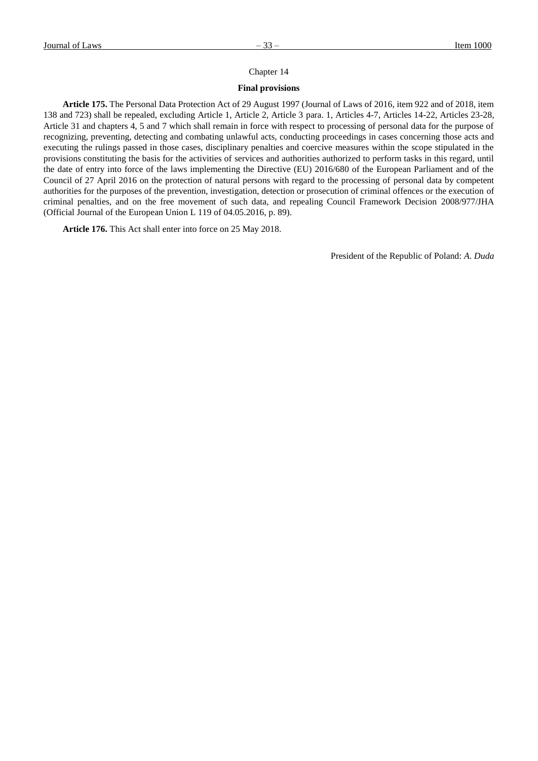Chapter 14

**Final provisions**

**Article 175.** The Personal Data Protection Act of 29 August 1997 (Journal of Laws of 2016, item 922 and of 2018, item 138 and 723) shall be repealed, excluding Article 1, Article 2, Article 3 para. 1, Articles 4-7, Articles 14-22, Articles 23-28, Article 31 and chapters 4, 5 and 7 which shall remain in force with respect to processing of personal data for the purpose of recognizing, preventing, detecting and combating unlawful acts, conducting proceedings in cases concerning those acts and executing the rulings passed in those cases, disciplinary penalties and coercive measures within the scope stipulated in the provisions constituting the basis for the activities of services and authorities authorized to perform tasks in this regard, until the date of entry into force of the laws implementing the Directive (EU) 2016/680 of the European Parliament and of the Council of 27 April 2016 on the protection of natural persons with regard to the processing of personal data by competent authorities for the purposes of the prevention, investigation, detection or prosecution of criminal offences or the execution of criminal penalties, and on the free movement of such data, and repealing Council Framework Decision 2008/977/JHA (Official Journal of the European Union L 119 of 04.05.2016, p. 89).

**Article 176.** This Act shall enter into force on 25 May 2018.

President of the Republic of Poland: *A. Duda*